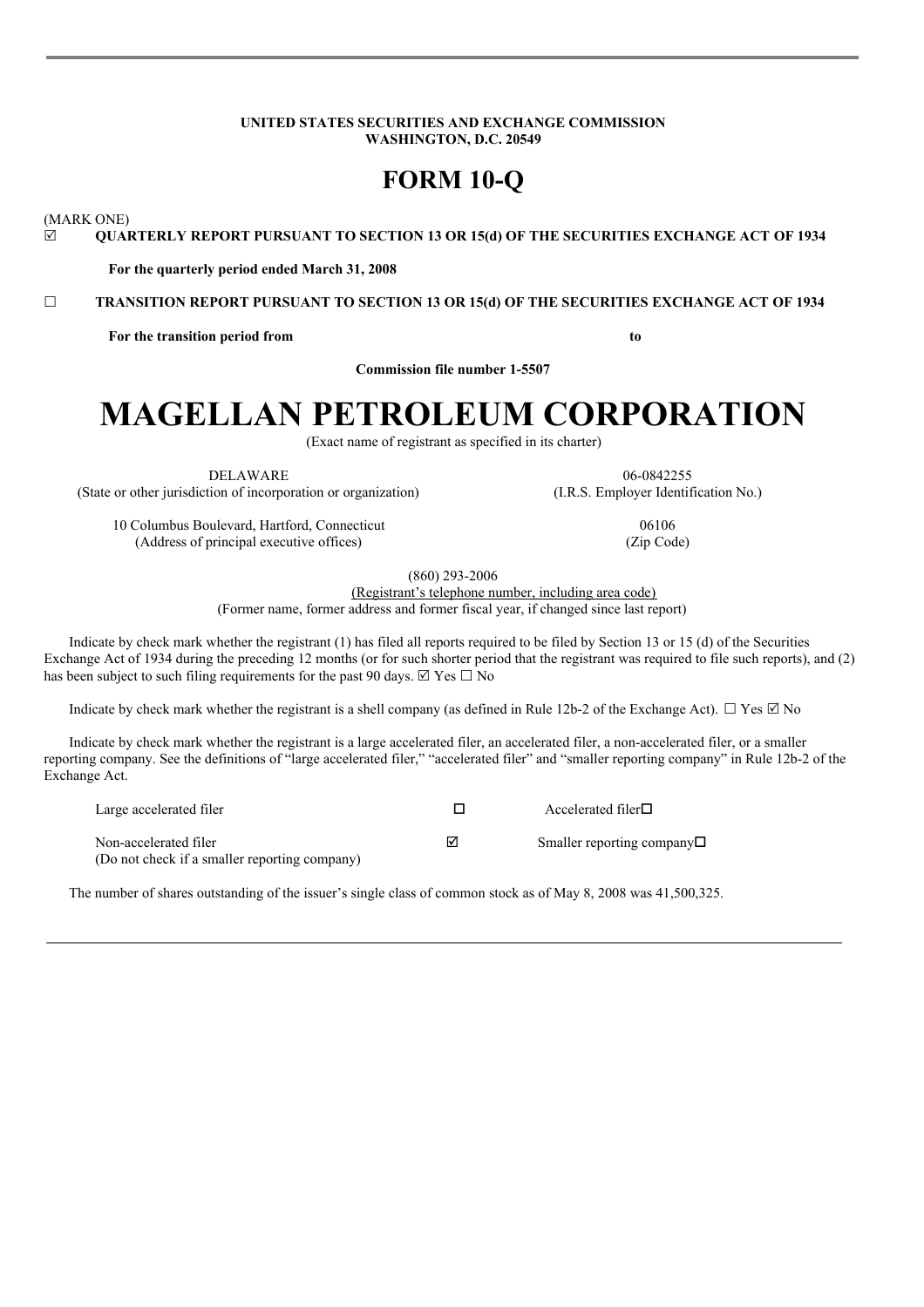**UNITED STATES SECURITIES AND EXCHANGE COMMISSION**
**WASHINGTON, D.C. 20549**

# FORM 10-Q

(MARK ONE)

☑ **QUARTERLY REPORT PURSUANT TO SECTION 13 OR 15(d) OF THE SECURITIES EXCHANGE ACT OF 1934**

**For the quarterly period ended March 31, 2008**

☐ **TRANSITION REPORT PURSUANT TO SECTION 13 OR 15(d) OF THE SECURITIES EXCHANGE ACT OF 1934**

**For the transition period from to**

**Commission file number 1-5507**

# MAGELLAN PETROLEUM CORPORATION

(Exact name of registrant as specified in its charter)

| | |
|---|---|
| DELAWARE | 06-0842255 |
| (State or other jurisdiction of incorporation or organization) | (I.R.S. Employer Identification No.) |
| 10 Columbus Boulevard, Hartford, Connecticut | 06106 |
| (Address of principal executive offices) | (Zip Code) |

(860) 293-2006
(Registrant's telephone number, including area code)
(Former name, former address and former fiscal year, if changed since last report)

Indicate by check mark whether the registrant (1) has filed all reports required to be filed by Section 13 or 15 (d) of the Securities Exchange Act of 1934 during the preceding 12 months (or for such shorter period that the registrant was required to file such reports), and (2) has been subject to such filing requirements for the past 90 days. ☑ Yes ☐ No

Indicate by check mark whether the registrant is a shell company (as defined in Rule 12b-2 of the Exchange Act). ☐ Yes ☑ No

Indicate by check mark whether the registrant is a large accelerated filer, an accelerated filer, a non-accelerated filer, or a smaller reporting company. See the definitions of "large accelerated filer," "accelerated filer" and "smaller reporting company" in Rule 12b-2 of the Exchange Act.

| | | |
|---|---|---|
| Large accelerated filer | ☐ | Accelerated filer ☐ |
| Non-accelerated filer (Do not check if a smaller reporting company) | ☑ | Smaller reporting company ☐ |

The number of shares outstanding of the issuer's single class of common stock as of May 8, 2008 was 41,500,325.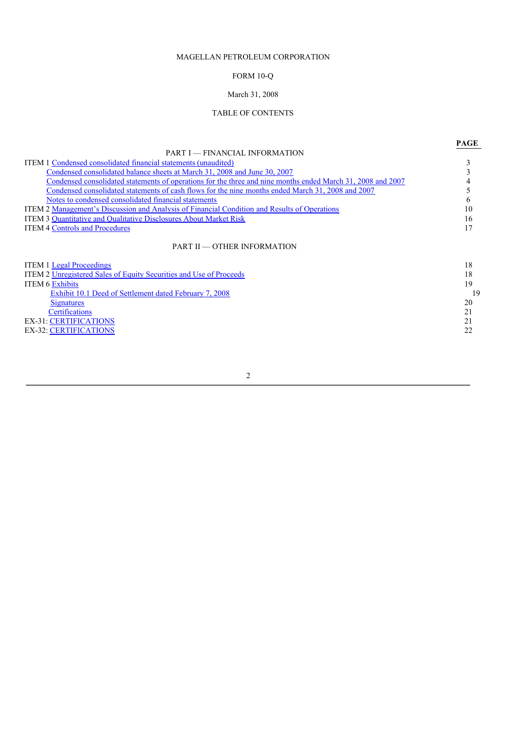MAGELLAN PETROLEUM CORPORATION

FORM 10-Q

March 31, 2008

TABLE OF CONTENTS

| | PAGE |
|---|---|
| PART I — FINANCIAL INFORMATION | |
| ITEM 1 Condensed consolidated financial statements (unaudited) | 3 |
| Condensed consolidated balance sheets at March 31, 2008 and June 30, 2007 | 3 |
| Condensed consolidated statements of operations for the three and nine months ended March 31, 2008 and 2007 | 4 |
| Condensed consolidated statements of cash flows for the nine months ended March 31, 2008 and 2007 | 5 |
| Notes to condensed consolidated financial statements | 6 |
| ITEM 2 Management's Discussion and Analysis of Financial Condition and Results of Operations | 10 |
| ITEM 3 Quantitative and Qualitative Disclosures About Market Risk | 16 |
| ITEM 4 Controls and Procedures | 17 |
| PART II — OTHER INFORMATION | |
| ITEM 1 Legal Proceedings | 18 |
| ITEM 2 Unregistered Sales of Equity Securities and Use of Proceeds | 18 |
| ITEM 6 Exhibits | 19 |
| Exhibit 10.1 Deed of Settlement dated February 7, 2008 | 19 |
| Signatures | 20 |
| Certifications | 21 |
| EX-31: CERTIFICATIONS | 21 |
| EX-32: CERTIFICATIONS | 22 |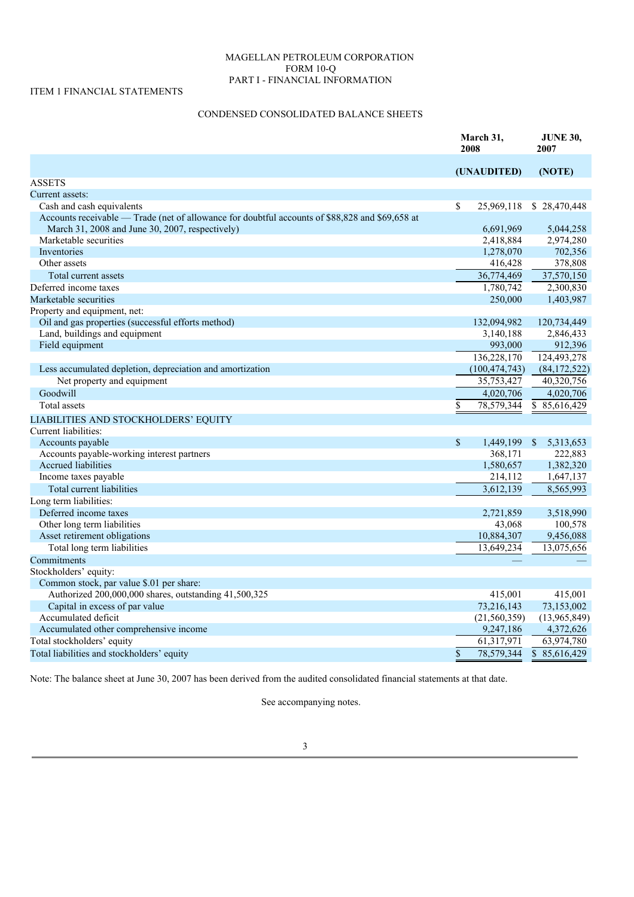MAGELLAN PETROLEUM CORPORATION
FORM 10-Q
PART I - FINANCIAL INFORMATION

ITEM 1 FINANCIAL STATEMENTS

## CONDENSED CONSOLIDATED BALANCE SHEETS

| | March 31, 2008 | JUNE 30, 2007 |
|---|---|---|
| | **(UNAUDITED)** | **(NOTE)** |
| ASSETS | | |
| Current assets: | | |
| Cash and cash equivalents | $ 25,969,118 | $ 28,470,448 |
| Accounts receivable — Trade (net of allowance for doubtful accounts of $88,828 and $69,658 at March 31, 2008 and June 30, 2007, respectively) | 6,691,969 | 5,044,258 |
| Marketable securities | 2,418,884 | 2,974,280 |
| Inventories | 1,278,070 | 702,356 |
| Other assets | 416,428 | 378,808 |
| Total current assets | 36,774,469 | 37,570,150 |
| Deferred income taxes | 1,780,742 | 2,300,830 |
| Marketable securities | 250,000 | 1,403,987 |
| Property and equipment, net: | | |
| Oil and gas properties (successful efforts method) | 132,094,982 | 120,734,449 |
| Land, buildings and equipment | 3,140,188 | 2,846,433 |
| Field equipment | 993,000 | 912,396 |
| | 136,228,170 | 124,493,278 |
| Less accumulated depletion, depreciation and amortization | (100,474,743) | (84,172,522) |
| Net property and equipment | 35,753,427 | 40,320,756 |
| Goodwill | 4,020,706 | 4,020,706 |
| Total assets | $ 78,579,344 | $ 85,616,429 |
| LIABILITIES AND STOCKHOLDERS' EQUITY | | |
| Current liabilities: | | |
| Accounts payable | $ 1,449,199 | $ 5,313,653 |
| Accounts payable-working interest partners | 368,171 | 222,883 |
| Accrued liabilities | 1,580,657 | 1,382,320 |
| Income taxes payable | 214,112 | 1,647,137 |
| Total current liabilities | 3,612,139 | 8,565,993 |
| Long term liabilities: | | |
| Deferred income taxes | 2,721,859 | 3,518,990 |
| Other long term liabilities | 43,068 | 100,578 |
| Asset retirement obligations | 10,884,307 | 9,456,088 |
| Total long term liabilities | 13,649,234 | 13,075,656 |
| Commitments | — | — |
| Stockholders' equity: | | |
| Common stock, par value $.01 per share: | | |
| Authorized 200,000,000 shares, outstanding 41,500,325 | 415,001 | 415,001 |
| Capital in excess of par value | 73,216,143 | 73,153,002 |
| Accumulated deficit | (21,560,359) | (13,965,849) |
| Accumulated other comprehensive income | 9,247,186 | 4,372,626 |
| Total stockholders' equity | 61,317,971 | 63,974,780 |
| Total liabilities and stockholders' equity | $ 78,579,344 | $ 85,616,429 |

Note: The balance sheet at June 30, 2007 has been derived from the audited consolidated financial statements at that date.

See accompanying notes.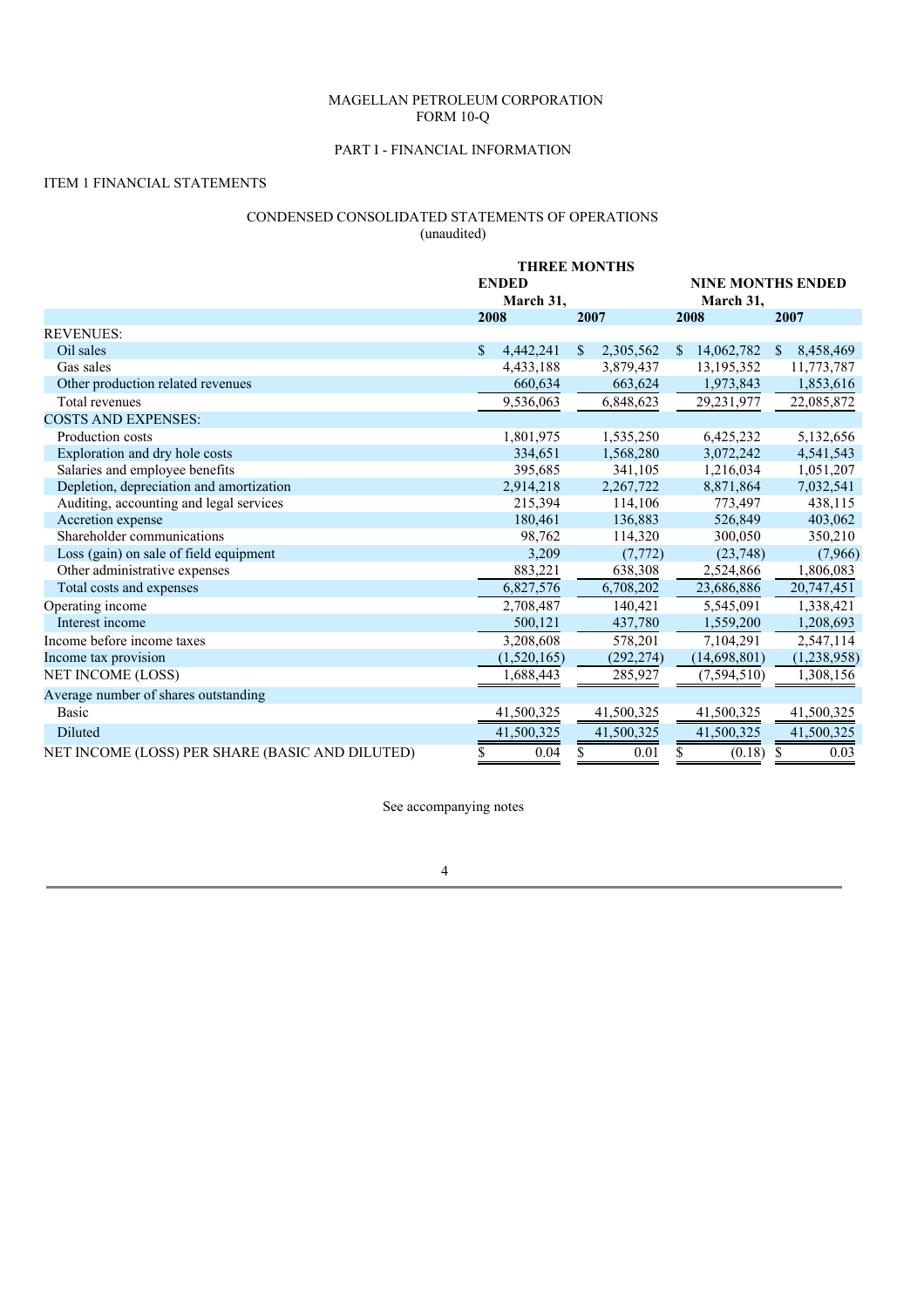MAGELLAN PETROLEUM CORPORATION
FORM 10-Q

PART I - FINANCIAL INFORMATION

ITEM 1 FINANCIAL STATEMENTS

CONDENSED CONSOLIDATED STATEMENTS OF OPERATIONS
(unaudited)

| | THREE MONTHS ENDED March 31, | | NINE MONTHS ENDED March 31, | |
|---|---|---|---|---|
| | 2008 | 2007 | 2008 | 2007 |
| REVENUES: | | | | |
| Oil sales | $ 4,442,241 | $ 2,305,562 | $ 14,062,782 | $ 8,458,469 |
| Gas sales | 4,433,188 | 3,879,437 | 13,195,352 | 11,773,787 |
| Other production related revenues | 660,634 | 663,624 | 1,973,843 | 1,853,616 |
| Total revenues | 9,536,063 | 6,848,623 | 29,231,977 | 22,085,872 |
| COSTS AND EXPENSES: | | | | |
| Production costs | 1,801,975 | 1,535,250 | 6,425,232 | 5,132,656 |
| Exploration and dry hole costs | 334,651 | 1,568,280 | 3,072,242 | 4,541,543 |
| Salaries and employee benefits | 395,685 | 341,105 | 1,216,034 | 1,051,207 |
| Depletion, depreciation and amortization | 2,914,218 | 2,267,722 | 8,871,864 | 7,032,541 |
| Auditing, accounting and legal services | 215,394 | 114,106 | 773,497 | 438,115 |
| Accretion expense | 180,461 | 136,883 | 526,849 | 403,062 |
| Shareholder communications | 98,762 | 114,320 | 300,050 | 350,210 |
| Loss (gain) on sale of field equipment | 3,209 | (7,772) | (23,748) | (7,966) |
| Other administrative expenses | 883,221 | 638,308 | 2,524,866 | 1,806,083 |
| Total costs and expenses | 6,827,576 | 6,708,202 | 23,686,886 | 20,747,451 |
| Operating income | 2,708,487 | 140,421 | 5,545,091 | 1,338,421 |
| Interest income | 500,121 | 437,780 | 1,559,200 | 1,208,693 |
| Income before income taxes | 3,208,608 | 578,201 | 7,104,291 | 2,547,114 |
| Income tax provision | (1,520,165) | (292,274) | (14,698,801) | (1,238,958) |
| NET INCOME (LOSS) | 1,688,443 | 285,927 | (7,594,510) | 1,308,156 |
| Average number of shares outstanding | | | | |
| Basic | 41,500,325 | 41,500,325 | 41,500,325 | 41,500,325 |
| Diluted | 41,500,325 | 41,500,325 | 41,500,325 | 41,500,325 |
| NET INCOME (LOSS) PER SHARE (BASIC AND DILUTED) | $ 0.04 | $ 0.01 | $ (0.18) | $ 0.03 |

See accompanying notes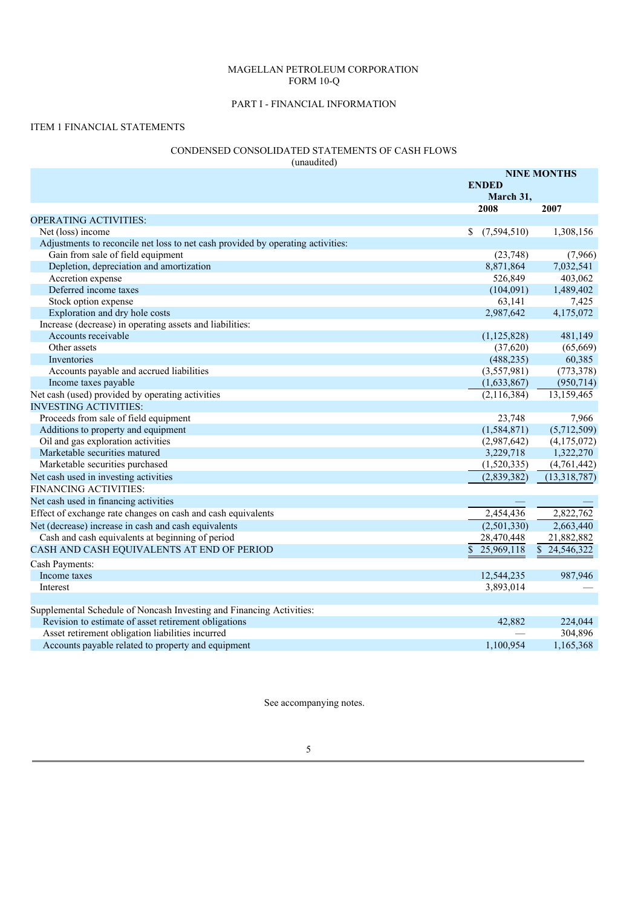MAGELLAN PETROLEUM CORPORATION
FORM 10-Q

PART I - FINANCIAL INFORMATION

ITEM 1 FINANCIAL STATEMENTS

## CONDENSED CONSOLIDATED STATEMENTS OF CASH FLOWS
(unaudited)

| | NINE MONTHS ENDED March 31, | |
|---|---|---|
| | 2008 | 2007 |
| OPERATING ACTIVITIES: | | |
| Net (loss) income | $ (7,594,510) | 1,308,156 |
| Adjustments to reconcile net loss to net cash provided by operating activities: | | |
| Gain from sale of field equipment | (23,748) | (7,966) |
| Depletion, depreciation and amortization | 8,871,864 | 7,032,541 |
| Accretion expense | 526,849 | 403,062 |
| Deferred income taxes | (104,091) | 1,489,402 |
| Stock option expense | 63,141 | 7,425 |
| Exploration and dry hole costs | 2,987,642 | 4,175,072 |
| Increase (decrease) in operating assets and liabilities: | | |
| Accounts receivable | (1,125,828) | 481,149 |
| Other assets | (37,620) | (65,669) |
| Inventories | (488,235) | 60,385 |
| Accounts payable and accrued liabilities | (3,557,981) | (773,378) |
| Income taxes payable | (1,633,867) | (950,714) |
| Net cash (used) provided by operating activities | (2,116,384) | 13,159,465 |
| INVESTING ACTIVITIES: | | |
| Proceeds from sale of field equipment | 23,748 | 7,966 |
| Additions to property and equipment | (1,584,871) | (5,712,509) |
| Oil and gas exploration activities | (2,987,642) | (4,175,072) |
| Marketable securities matured | 3,229,718 | 1,322,270 |
| Marketable securities purchased | (1,520,335) | (4,761,442) |
| Net cash used in investing activities | (2,839,382) | (13,318,787) |
| FINANCING ACTIVITIES: | | |
| Net cash used in financing activities | — | — |
| Effect of exchange rate changes on cash and cash equivalents | 2,454,436 | 2,822,762 |
| Net (decrease) increase in cash and cash equivalents | (2,501,330) | 2,663,440 |
| Cash and cash equivalents at beginning of period | 28,470,448 | 21,882,882 |
| CASH AND CASH EQUIVALENTS AT END OF PERIOD | $ 25,969,118 | $ 24,546,322 |
| Cash Payments: | | |
| Income taxes | 12,544,235 | 987,946 |
| Interest | 3,893,014 | — |
| | | |
| Supplemental Schedule of Noncash Investing and Financing Activities: | | |
| Revision to estimate of asset retirement obligations | 42,882 | 224,044 |
| Asset retirement obligation liabilities incurred | — | 304,896 |
| Accounts payable related to property and equipment | 1,100,954 | 1,165,368 |

See accompanying notes.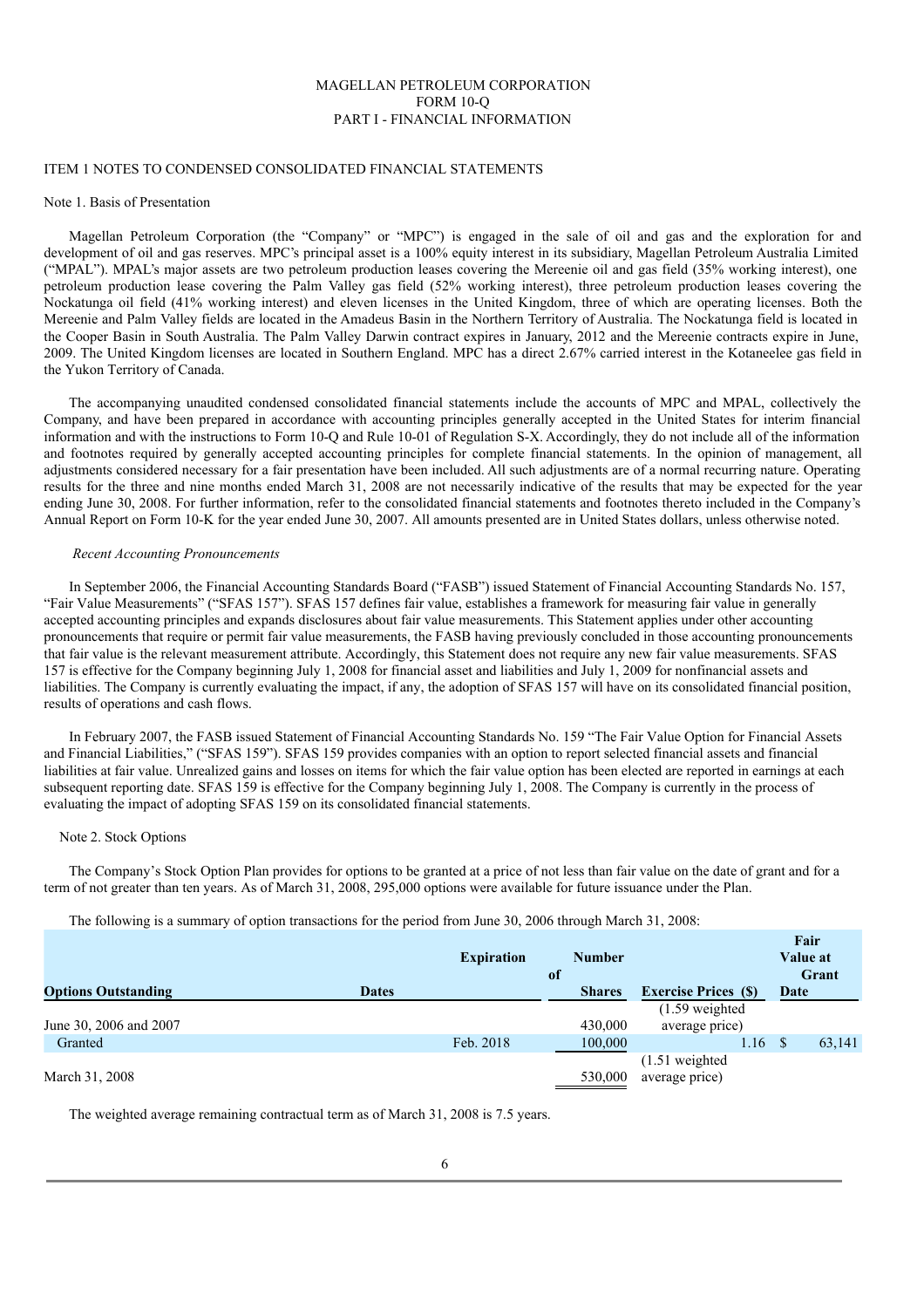MAGELLAN PETROLEUM CORPORATION
FORM 10-Q
PART I - FINANCIAL INFORMATION

## ITEM 1 NOTES TO CONDENSED CONSOLIDATED FINANCIAL STATEMENTS

### Note 1. Basis of Presentation

Magellan Petroleum Corporation (the "Company" or "MPC") is engaged in the sale of oil and gas and the exploration for and development of oil and gas reserves. MPC's principal asset is a 100% equity interest in its subsidiary, Magellan Petroleum Australia Limited ("MPAL"). MPAL's major assets are two petroleum production leases covering the Mereenie oil and gas field (35% working interest), one petroleum production lease covering the Palm Valley gas field (52% working interest), three petroleum production leases covering the Nockatunga oil field (41% working interest) and eleven licenses in the United Kingdom, three of which are operating licenses. Both the Mereenie and Palm Valley fields are located in the Amadeus Basin in the Northern Territory of Australia. The Nockatunga field is located in the Cooper Basin in South Australia. The Palm Valley Darwin contract expires in January, 2012 and the Mereenie contracts expire in June, 2009. The United Kingdom licenses are located in Southern England. MPC has a direct 2.67% carried interest in the Kotaneelee gas field in the Yukon Territory of Canada.

The accompanying unaudited condensed consolidated financial statements include the accounts of MPC and MPAL, collectively the Company, and have been prepared in accordance with accounting principles generally accepted in the United States for interim financial information and with the instructions to Form 10-Q and Rule 10-01 of Regulation S-X. Accordingly, they do not include all of the information and footnotes required by generally accepted accounting principles for complete financial statements. In the opinion of management, all adjustments considered necessary for a fair presentation have been included. All such adjustments are of a normal recurring nature. Operating results for the three and nine months ended March 31, 2008 are not necessarily indicative of the results that may be expected for the year ending June 30, 2008. For further information, refer to the consolidated financial statements and footnotes thereto included in the Company's Annual Report on Form 10-K for the year ended June 30, 2007. All amounts presented are in United States dollars, unless otherwise noted.

*Recent Accounting Pronouncements*

In September 2006, the Financial Accounting Standards Board ("FASB") issued Statement of Financial Accounting Standards No. 157, "Fair Value Measurements" ("SFAS 157"). SFAS 157 defines fair value, establishes a framework for measuring fair value in generally accepted accounting principles and expands disclosures about fair value measurements. This Statement applies under other accounting pronouncements that require or permit fair value measurements, the FASB having previously concluded in those accounting pronouncements that fair value is the relevant measurement attribute. Accordingly, this Statement does not require any new fair value measurements. SFAS 157 is effective for the Company beginning July 1, 2008 for financial asset and liabilities and July 1, 2009 for nonfinancial assets and liabilities. The Company is currently evaluating the impact, if any, the adoption of SFAS 157 will have on its consolidated financial position, results of operations and cash flows.

In February 2007, the FASB issued Statement of Financial Accounting Standards No. 159 "The Fair Value Option for Financial Assets and Financial Liabilities," ("SFAS 159"). SFAS 159 provides companies with an option to report selected financial assets and financial liabilities at fair value. Unrealized gains and losses on items for which the fair value option has been elected are reported in earnings at each subsequent reporting date. SFAS 159 is effective for the Company beginning July 1, 2008. The Company is currently in the process of evaluating the impact of adopting SFAS 159 on its consolidated financial statements.

### Note 2. Stock Options

The Company's Stock Option Plan provides for options to be granted at a price of not less than fair value on the date of grant and for a term of not greater than ten years. As of March 31, 2008, 295,000 options were available for future issuance under the Plan.

The following is a summary of option transactions for the period from June 30, 2006 through March 31, 2008:

| Options Outstanding | Expiration Dates | Number of Shares | Exercise Prices ($) | Fair Value at Grant Date |
|---|---|---|---|---|
| June 30, 2006 and 2007 | | 430,000 | (1.59 weighted average price) | |
| Granted | Feb. 2018 | 100,000 | 1.16 | $ 63,141 |
| March 31, 2008 | | 530,000 | (1.51 weighted average price) | |

The weighted average remaining contractual term as of March 31, 2008 is 7.5 years.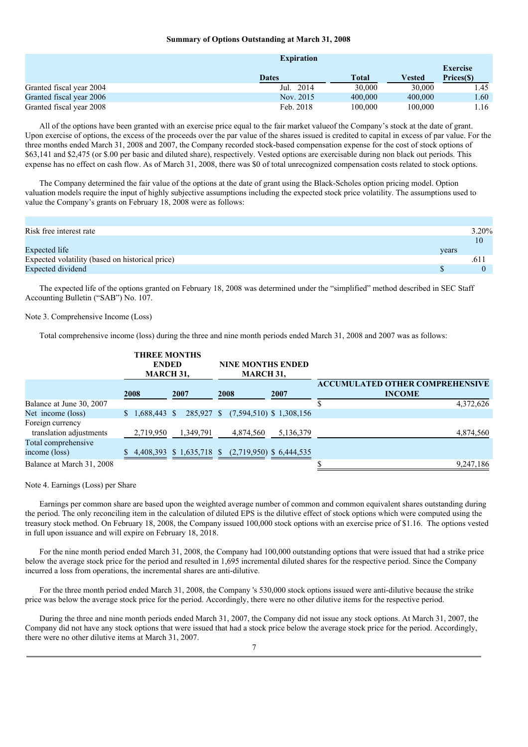**Summary of Options Outstanding at March 31, 2008**

| | Expiration Dates | Total | Vested | Exercise Prices($) |
|---|---|---|---|---|
| Granted fiscal year 2004 | Jul. 2014 | 30,000 | 30,000 | 1.45 |
| Granted fiscal year 2006 | Nov. 2015 | 400,000 | 400,000 | 1.60 |
| Granted fiscal year 2008 | Feb. 2018 | 100,000 | 100,000 | 1.16 |

All of the options have been granted with an exercise price equal to the fair market valueof the Company's stock at the date of grant. Upon exercise of options, the excess of the proceeds over the par value of the shares issued is credited to capital in excess of par value. For the three months ended March 31, 2008 and 2007, the Company recorded stock-based compensation expense for the cost of stock options of $63,141 and $2,475 (or $.00 per basic and diluted share), respectively. Vested options are exercisable during non black out periods. This expense has no effect on cash flow. As of March 31, 2008, there was $0 of total unrecognized compensation costs related to stock options.

The Company determined the fair value of the options at the date of grant using the Black-Scholes option pricing model. Option valuation models require the input of highly subjective assumptions including the expected stock price volatility. The assumptions used to value the Company's grants on February 18, 2008 were as follows:

| | |
|---|---|
| Risk free interest rate | 3.20% |
| Expected life | 10 years |
| Expected volatility (based on historical price) | .611 |
| Expected dividend | $ 0 |

The expected life of the options granted on February 18, 2008 was determined under the "simplified" method described in SEC Staff Accounting Bulletin ("SAB") No. 107.

Note 3. Comprehensive Income (Loss)

Total comprehensive income (loss) during the three and nine month periods ended March 31, 2008 and 2007 was as follows:

| | THREE MONTHS ENDED MARCH 31, | | NINE MONTHS ENDED MARCH 31, | | |
|---|---|---|---|---|---|
| | 2008 | 2007 | 2008 | 2007 | ACCUMULATED OTHER COMPREHENSIVE INCOME |
| Balance at June 30, 2007 | | | | | $ 4,372,626 |
| Net income (loss) | $ 1,688,443 | $ 285,927 | $ (7,594,510) | $ 1,308,156 | |
| Foreign currency translation adjustments | 2,719,950 | 1,349,791 | 4,874,560 | 5,136,379 | 4,874,560 |
| Total comprehensive income (loss) | $ 4,408,393 | $ 1,635,718 | $ (2,719,950) | $ 6,444,535 | |
| Balance at March 31, 2008 | | | | | $ 9,247,186 |

Note 4. Earnings (Loss) per Share

Earnings per common share are based upon the weighted average number of common and common equivalent shares outstanding during the period. The only reconciling item in the calculation of diluted EPS is the dilutive effect of stock options which were computed using the treasury stock method. On February 18, 2008, the Company issued 100,000 stock options with an exercise price of $1.16. The options vested in full upon issuance and will expire on February 18, 2018.

For the nine month period ended March 31, 2008, the Company had 100,000 outstanding options that were issued that had a strike price below the average stock price for the period and resulted in 1,695 incremental diluted shares for the respective period. Since the Company incurred a loss from operations, the incremental shares are anti-dilutive.

For the three month period ended March 31, 2008, the Company 's 530,000 stock options issued were anti-dilutive because the strike price was below the average stock price for the period. Accordingly, there were no other dilutive items for the respective period.

During the three and nine month periods ended March 31, 2007, the Company did not issue any stock options. At March 31, 2007, the Company did not have any stock options that were issued that had a stock price below the average stock price for the period. Accordingly, there were no other dilutive items at March 31, 2007.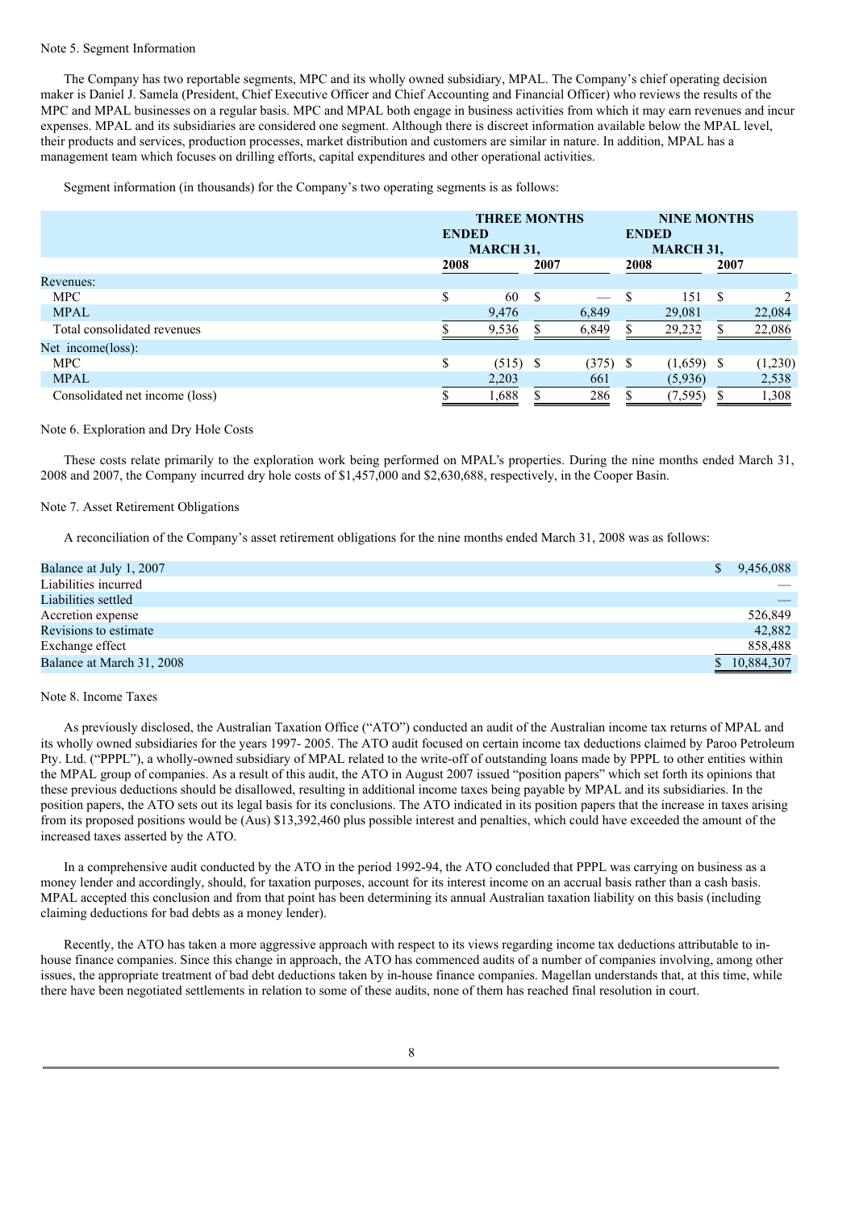Note 5. Segment Information

The Company has two reportable segments, MPC and its wholly owned subsidiary, MPAL. The Company's chief operating decision maker is Daniel J. Samela (President, Chief Executive Officer and Chief Accounting and Financial Officer) who reviews the results of the MPC and MPAL businesses on a regular basis. MPC and MPAL both engage in business activities from which it may earn revenues and incur expenses. MPAL and its subsidiaries are considered one segment. Although there is discreet information available below the MPAL level, their products and services, production processes, market distribution and customers are similar in nature. In addition, MPAL has a management team which focuses on drilling efforts, capital expenditures and other operational activities.

Segment information (in thousands) for the Company's two operating segments is as follows:

| | THREE MONTHS ENDED MARCH 31, | | NINE MONTHS ENDED MARCH 31, | |
|---|---|---|---|---|
| | 2008 | 2007 | 2008 | 2007 |
| Revenues: | | | | |
| MPC | $ 60 | $ — | $ 151 | $ 2 |
| MPAL | 9,476 | 6,849 | 29,081 | 22,084 |
| Total consolidated revenues | $ 9,536 | $ 6,849 | $ 29,232 | $ 22,086 |
| Net income(loss): | | | | |
| MPC | $ (515) | $ (375) | $ (1,659) | $ (1,230) |
| MPAL | 2,203 | 661 | (5,936) | 2,538 |
| Consolidated net income (loss) | $ 1,688 | $ 286 | $ (7,595) | $ 1,308 |

Note 6. Exploration and Dry Hole Costs

These costs relate primarily to the exploration work being performed on MPAL's properties. During the nine months ended March 31, 2008 and 2007, the Company incurred dry hole costs of $1,457,000 and $2,630,688, respectively, in the Cooper Basin.

Note 7. Asset Retirement Obligations

A reconciliation of the Company's asset retirement obligations for the nine months ended March 31, 2008 was as follows:

| | |
|---|---|
| Balance at July 1, 2007 | $ 9,456,088 |
| Liabilities incurred | — |
| Liabilities settled | — |
| Accretion expense | 526,849 |
| Revisions to estimate | 42,882 |
| Exchange effect | 858,488 |
| Balance at March 31, 2008 | $ 10,884,307 |

Note 8. Income Taxes

As previously disclosed, the Australian Taxation Office ("ATO") conducted an audit of the Australian income tax returns of MPAL and its wholly owned subsidiaries for the years 1997- 2005. The ATO audit focused on certain income tax deductions claimed by Paroo Petroleum Pty. Ltd. ("PPPL"), a wholly-owned subsidiary of MPAL related to the write-off of outstanding loans made by PPPL to other entities within the MPAL group of companies. As a result of this audit, the ATO in August 2007 issued "position papers" which set forth its opinions that these previous deductions should be disallowed, resulting in additional income taxes being payable by MPAL and its subsidiaries. In the position papers, the ATO sets out its legal basis for its conclusions. The ATO indicated in its position papers that the increase in taxes arising from its proposed positions would be (Aus) $13,392,460 plus possible interest and penalties, which could have exceeded the amount of the increased taxes asserted by the ATO.

In a comprehensive audit conducted by the ATO in the period 1992-94, the ATO concluded that PPPL was carrying on business as a money lender and accordingly, should, for taxation purposes, account for its interest income on an accrual basis rather than a cash basis. MPAL accepted this conclusion and from that point has been determining its annual Australian taxation liability on this basis (including claiming deductions for bad debts as a money lender).

Recently, the ATO has taken a more aggressive approach with respect to its views regarding income tax deductions attributable to in-house finance companies. Since this change in approach, the ATO has commenced audits of a number of companies involving, among other issues, the appropriate treatment of bad debt deductions taken by in-house finance companies. Magellan understands that, at this time, while there have been negotiated settlements in relation to some of these audits, none of them has reached final resolution in court.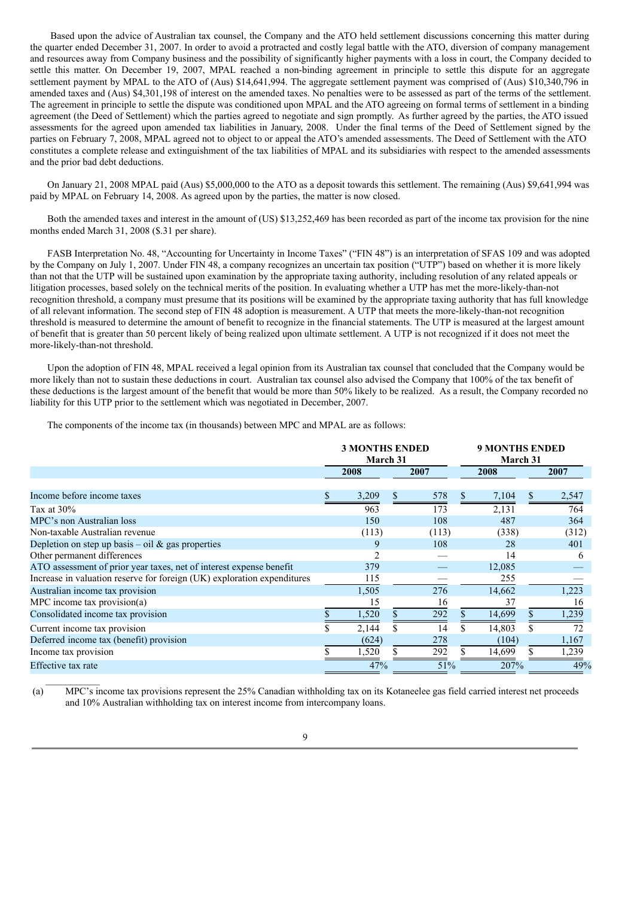Based upon the advice of Australian tax counsel, the Company and the ATO held settlement discussions concerning this matter during the quarter ended December 31, 2007. In order to avoid a protracted and costly legal battle with the ATO, diversion of company management and resources away from Company business and the possibility of significantly higher payments with a loss in court, the Company decided to settle this matter. On December 19, 2007, MPAL reached a non-binding agreement in principle to settle this dispute for an aggregate settlement payment by MPAL to the ATO of (Aus) $14,641,994. The aggregate settlement payment was comprised of (Aus) $10,340,796 in amended taxes and (Aus) $4,301,198 of interest on the amended taxes. No penalties were to be assessed as part of the terms of the settlement. The agreement in principle to settle the dispute was conditioned upon MPAL and the ATO agreeing on formal terms of settlement in a binding agreement (the Deed of Settlement) which the parties agreed to negotiate and sign promptly. As further agreed by the parties, the ATO issued assessments for the agreed upon amended tax liabilities in January, 2008. Under the final terms of the Deed of Settlement signed by the parties on February 7, 2008, MPAL agreed not to object to or appeal the ATO's amended assessments. The Deed of Settlement with the ATO constitutes a complete release and extinguishment of the tax liabilities of MPAL and its subsidiaries with respect to the amended assessments and the prior bad debt deductions.

On January 21, 2008 MPAL paid (Aus) $5,000,000 to the ATO as a deposit towards this settlement. The remaining (Aus) $9,641,994 was paid by MPAL on February 14, 2008. As agreed upon by the parties, the matter is now closed.

Both the amended taxes and interest in the amount of (US) $13,252,469 has been recorded as part of the income tax provision for the nine months ended March 31, 2008 ($.31 per share).

FASB Interpretation No. 48, "Accounting for Uncertainty in Income Taxes" ("FIN 48") is an interpretation of SFAS 109 and was adopted by the Company on July 1, 2007. Under FIN 48, a company recognizes an uncertain tax position ("UTP") based on whether it is more likely than not that the UTP will be sustained upon examination by the appropriate taxing authority, including resolution of any related appeals or litigation processes, based solely on the technical merits of the position. In evaluating whether a UTP has met the more-likely-than-not recognition threshold, a company must presume that its positions will be examined by the appropriate taxing authority that has full knowledge of all relevant information. The second step of FIN 48 adoption is measurement. A UTP that meets the more-likely-than-not recognition threshold is measured to determine the amount of benefit to recognize in the financial statements. The UTP is measured at the largest amount of benefit that is greater than 50 percent likely of being realized upon ultimate settlement. A UTP is not recognized if it does not meet the more-likely-than-not threshold.

Upon the adoption of FIN 48, MPAL received a legal opinion from its Australian tax counsel that concluded that the Company would be more likely than not to sustain these deductions in court. Australian tax counsel also advised the Company that 100% of the tax benefit of these deductions is the largest amount of the benefit that would be more than 50% likely to be realized. As a result, the Company recorded no liability for this UTP prior to the settlement which was negotiated in December, 2007.

The components of the income tax (in thousands) between MPC and MPAL are as follows:

| | 3 MONTHS ENDED March 31 | | 9 MONTHS ENDED March 31 | |
|---|---|---|---|---|
| | 2008 | 2007 | 2008 | 2007 |
| Income before income taxes | $ 3,209 | $ 578 | $ 7,104 | $ 2,547 |
| Tax at 30% | 963 | 173 | 2,131 | 764 |
| MPC's non Australian loss | 150 | 108 | 487 | 364 |
| Non-taxable Australian revenue | (113) | (113) | (338) | (312) |
| Depletion on step up basis – oil & gas properties | 9 | 108 | 28 | 401 |
| Other permanent differences | 2 | — | 14 | 6 |
| ATO assessment of prior year taxes, net of interest expense benefit | 379 | — | 12,085 | — |
| Increase in valuation reserve for foreign (UK) exploration expenditures | 115 | — | 255 | — |
| Australian income tax provision | 1,505 | 276 | 14,662 | 1,223 |
| MPC income tax provision(a) | 15 | 16 | 37 | 16 |
| Consolidated income tax provision | $ 1,520 | $ 292 | $ 14,699 | $ 1,239 |
| Current income tax provision | $ 2,144 | $ 14 | $ 14,803 | $ 72 |
| Deferred income tax (benefit) provision | (624) | 278 | (104) | 1,167 |
| Income tax provision | $ 1,520 | $ 292 | $ 14,699 | $ 1,239 |
| Effective tax rate | 47% | 51% | 207% | 49% |

(a) MPC's income tax provisions represent the 25% Canadian withholding tax on its Kotaneelee gas field carried interest net proceeds and 10% Australian withholding tax on interest income from intercompany loans.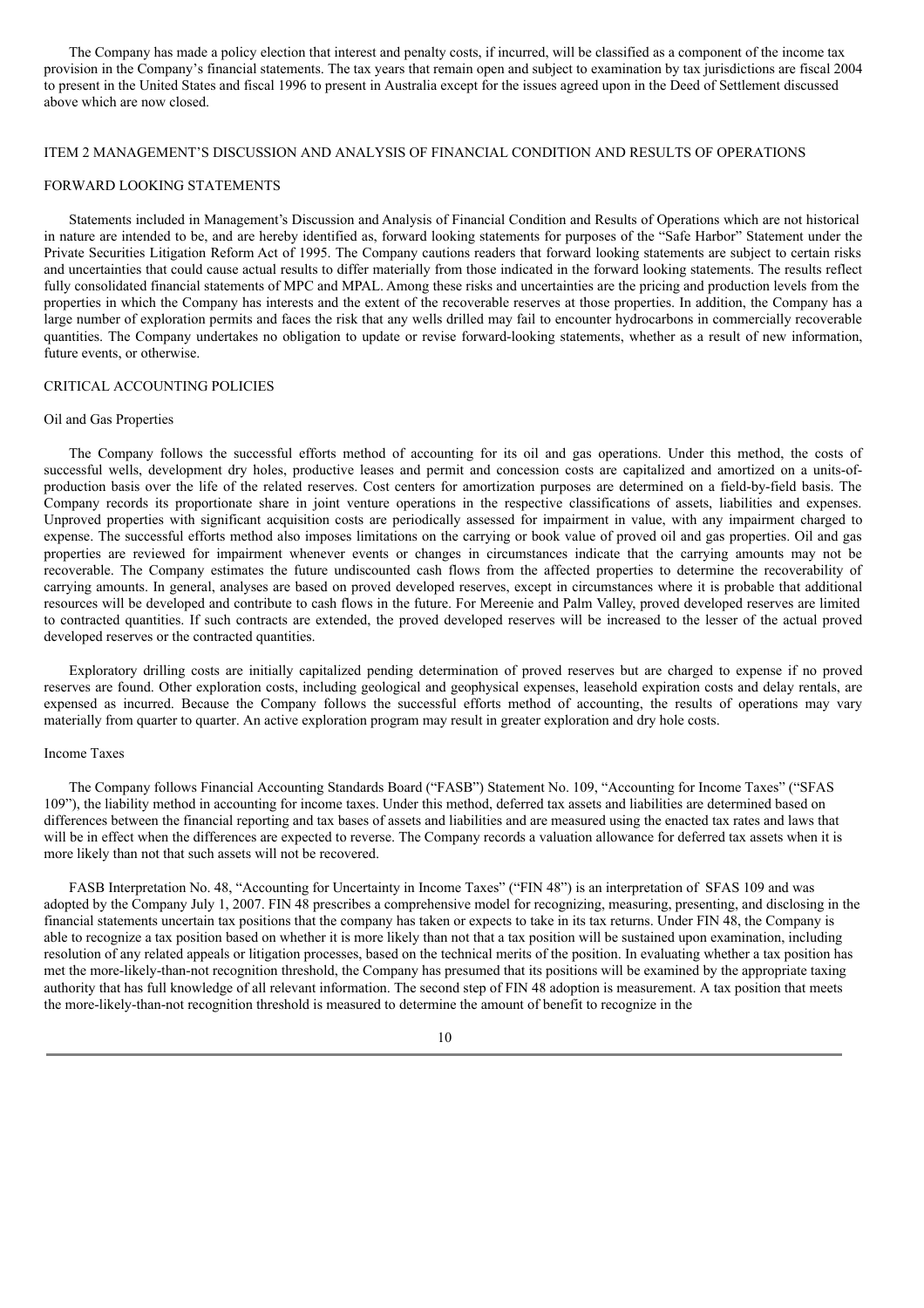The Company has made a policy election that interest and penalty costs, if incurred, will be classified as a component of the income tax provision in the Company's financial statements. The tax years that remain open and subject to examination by tax jurisdictions are fiscal 2004 to present in the United States and fiscal 1996 to present in Australia except for the issues agreed upon in the Deed of Settlement discussed above which are now closed.

## ITEM 2 MANAGEMENT'S DISCUSSION AND ANALYSIS OF FINANCIAL CONDITION AND RESULTS OF OPERATIONS

### FORWARD LOOKING STATEMENTS

Statements included in Management's Discussion and Analysis of Financial Condition and Results of Operations which are not historical in nature are intended to be, and are hereby identified as, forward looking statements for purposes of the "Safe Harbor" Statement under the Private Securities Litigation Reform Act of 1995. The Company cautions readers that forward looking statements are subject to certain risks and uncertainties that could cause actual results to differ materially from those indicated in the forward looking statements. The results reflect fully consolidated financial statements of MPC and MPAL. Among these risks and uncertainties are the pricing and production levels from the properties in which the Company has interests and the extent of the recoverable reserves at those properties. In addition, the Company has a large number of exploration permits and faces the risk that any wells drilled may fail to encounter hydrocarbons in commercially recoverable quantities. The Company undertakes no obligation to update or revise forward-looking statements, whether as a result of new information, future events, or otherwise.

### CRITICAL ACCOUNTING POLICIES

#### Oil and Gas Properties

The Company follows the successful efforts method of accounting for its oil and gas operations. Under this method, the costs of successful wells, development dry holes, productive leases and permit and concession costs are capitalized and amortized on a units-of-production basis over the life of the related reserves. Cost centers for amortization purposes are determined on a field-by-field basis. The Company records its proportionate share in joint venture operations in the respective classifications of assets, liabilities and expenses. Unproved properties with significant acquisition costs are periodically assessed for impairment in value, with any impairment charged to expense. The successful efforts method also imposes limitations on the carrying or book value of proved oil and gas properties. Oil and gas properties are reviewed for impairment whenever events or changes in circumstances indicate that the carrying amounts may not be recoverable. The Company estimates the future undiscounted cash flows from the affected properties to determine the recoverability of carrying amounts. In general, analyses are based on proved developed reserves, except in circumstances where it is probable that additional resources will be developed and contribute to cash flows in the future. For Mereenie and Palm Valley, proved developed reserves are limited to contracted quantities. If such contracts are extended, the proved developed reserves will be increased to the lesser of the actual proved developed reserves or the contracted quantities.

Exploratory drilling costs are initially capitalized pending determination of proved reserves but are charged to expense if no proved reserves are found. Other exploration costs, including geological and geophysical expenses, leasehold expiration costs and delay rentals, are expensed as incurred. Because the Company follows the successful efforts method of accounting, the results of operations may vary materially from quarter to quarter. An active exploration program may result in greater exploration and dry hole costs.

#### Income Taxes

The Company follows Financial Accounting Standards Board ("FASB") Statement No. 109, "Accounting for Income Taxes" ("SFAS 109"), the liability method in accounting for income taxes. Under this method, deferred tax assets and liabilities are determined based on differences between the financial reporting and tax bases of assets and liabilities and are measured using the enacted tax rates and laws that will be in effect when the differences are expected to reverse. The Company records a valuation allowance for deferred tax assets when it is more likely than not that such assets will not be recovered.

FASB Interpretation No. 48, "Accounting for Uncertainty in Income Taxes" ("FIN 48") is an interpretation of SFAS 109 and was adopted by the Company July 1, 2007. FIN 48 prescribes a comprehensive model for recognizing, measuring, presenting, and disclosing in the financial statements uncertain tax positions that the company has taken or expects to take in its tax returns. Under FIN 48, the Company is able to recognize a tax position based on whether it is more likely than not that a tax position will be sustained upon examination, including resolution of any related appeals or litigation processes, based on the technical merits of the position. In evaluating whether a tax position has met the more-likely-than-not recognition threshold, the Company has presumed that its positions will be examined by the appropriate taxing authority that has full knowledge of all relevant information. The second step of FIN 48 adoption is measurement. A tax position that meets the more-likely-than-not recognition threshold is measured to determine the amount of benefit to recognize in the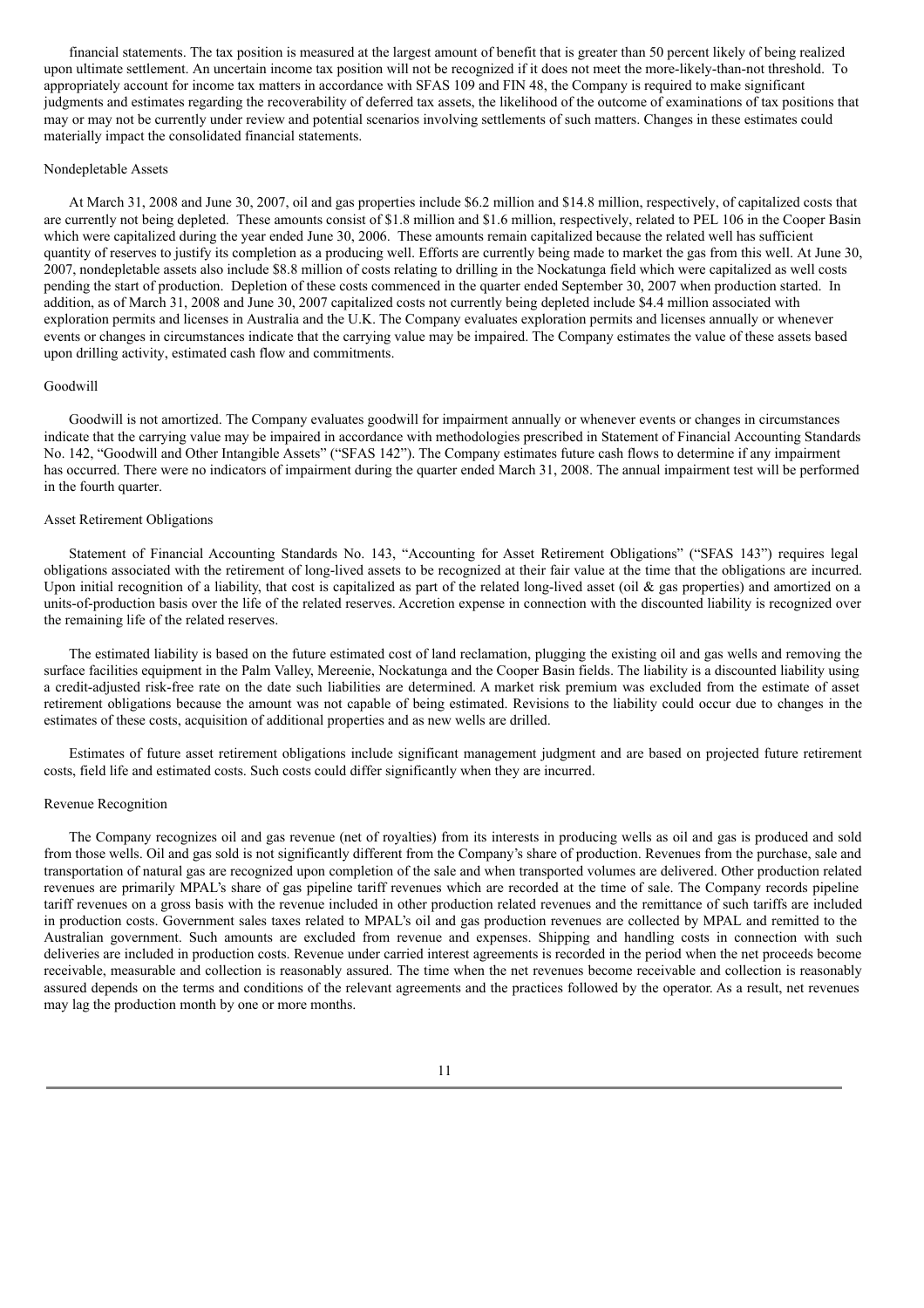financial statements. The tax position is measured at the largest amount of benefit that is greater than 50 percent likely of being realized upon ultimate settlement. An uncertain income tax position will not be recognized if it does not meet the more-likely-than-not threshold. To appropriately account for income tax matters in accordance with SFAS 109 and FIN 48, the Company is required to make significant judgments and estimates regarding the recoverability of deferred tax assets, the likelihood of the outcome of examinations of tax positions that may or may not be currently under review and potential scenarios involving settlements of such matters. Changes in these estimates could materially impact the consolidated financial statements.

Nondepletable Assets

At March 31, 2008 and June 30, 2007, oil and gas properties include $6.2 million and $14.8 million, respectively, of capitalized costs that are currently not being depleted. These amounts consist of $1.8 million and $1.6 million, respectively, related to PEL 106 in the Cooper Basin which were capitalized during the year ended June 30, 2006. These amounts remain capitalized because the related well has sufficient quantity of reserves to justify its completion as a producing well. Efforts are currently being made to market the gas from this well. At June 30, 2007, nondepletable assets also include $8.8 million of costs relating to drilling in the Nockatunga field which were capitalized as well costs pending the start of production. Depletion of these costs commenced in the quarter ended September 30, 2007 when production started. In addition, as of March 31, 2008 and June 30, 2007 capitalized costs not currently being depleted include $4.4 million associated with exploration permits and licenses in Australia and the U.K. The Company evaluates exploration permits and licenses annually or whenever events or changes in circumstances indicate that the carrying value may be impaired. The Company estimates the value of these assets based upon drilling activity, estimated cash flow and commitments.

Goodwill

Goodwill is not amortized. The Company evaluates goodwill for impairment annually or whenever events or changes in circumstances indicate that the carrying value may be impaired in accordance with methodologies prescribed in Statement of Financial Accounting Standards No. 142, "Goodwill and Other Intangible Assets" ("SFAS 142"). The Company estimates future cash flows to determine if any impairment has occurred. There were no indicators of impairment during the quarter ended March 31, 2008. The annual impairment test will be performed in the fourth quarter.

Asset Retirement Obligations

Statement of Financial Accounting Standards No. 143, "Accounting for Asset Retirement Obligations" ("SFAS 143") requires legal obligations associated with the retirement of long-lived assets to be recognized at their fair value at the time that the obligations are incurred. Upon initial recognition of a liability, that cost is capitalized as part of the related long-lived asset (oil & gas properties) and amortized on a units-of-production basis over the life of the related reserves. Accretion expense in connection with the discounted liability is recognized over the remaining life of the related reserves.

The estimated liability is based on the future estimated cost of land reclamation, plugging the existing oil and gas wells and removing the surface facilities equipment in the Palm Valley, Mereenie, Nockatunga and the Cooper Basin fields. The liability is a discounted liability using a credit-adjusted risk-free rate on the date such liabilities are determined. A market risk premium was excluded from the estimate of asset retirement obligations because the amount was not capable of being estimated. Revisions to the liability could occur due to changes in the estimates of these costs, acquisition of additional properties and as new wells are drilled.

Estimates of future asset retirement obligations include significant management judgment and are based on projected future retirement costs, field life and estimated costs. Such costs could differ significantly when they are incurred.

Revenue Recognition

The Company recognizes oil and gas revenue (net of royalties) from its interests in producing wells as oil and gas is produced and sold from those wells. Oil and gas sold is not significantly different from the Company's share of production. Revenues from the purchase, sale and transportation of natural gas are recognized upon completion of the sale and when transported volumes are delivered. Other production related revenues are primarily MPAL's share of gas pipeline tariff revenues which are recorded at the time of sale. The Company records pipeline tariff revenues on a gross basis with the revenue included in other production related revenues and the remittance of such tariffs are included in production costs. Government sales taxes related to MPAL's oil and gas production revenues are collected by MPAL and remitted to the Australian government. Such amounts are excluded from revenue and expenses. Shipping and handling costs in connection with such deliveries are included in production costs. Revenue under carried interest agreements is recorded in the period when the net proceeds become receivable, measurable and collection is reasonably assured. The time when the net revenues become receivable and collection is reasonably assured depends on the terms and conditions of the relevant agreements and the practices followed by the operator. As a result, net revenues may lag the production month by one or more months.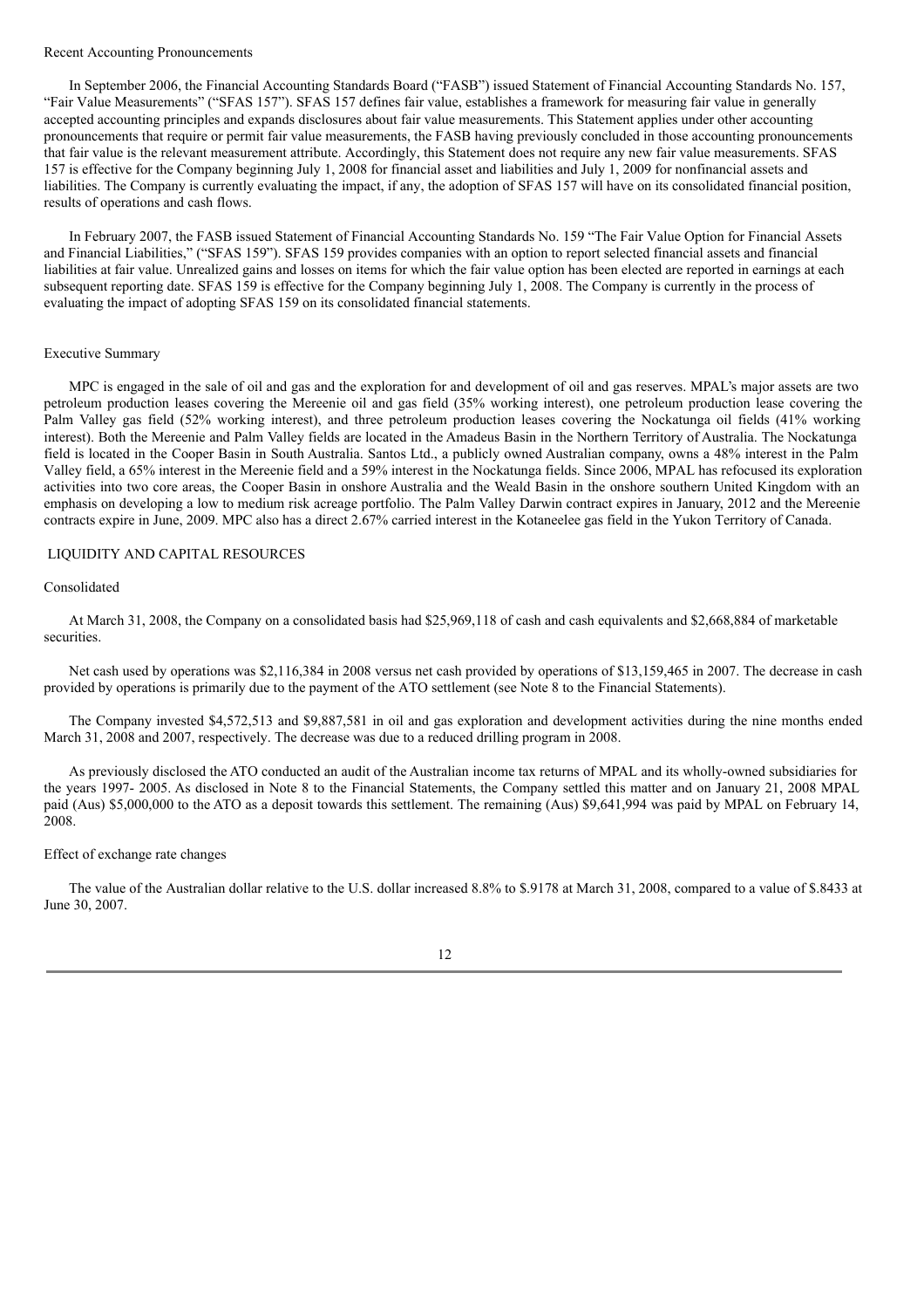Recent Accounting Pronouncements

In September 2006, the Financial Accounting Standards Board ("FASB") issued Statement of Financial Accounting Standards No. 157, "Fair Value Measurements" ("SFAS 157"). SFAS 157 defines fair value, establishes a framework for measuring fair value in generally accepted accounting principles and expands disclosures about fair value measurements. This Statement applies under other accounting pronouncements that require or permit fair value measurements, the FASB having previously concluded in those accounting pronouncements that fair value is the relevant measurement attribute. Accordingly, this Statement does not require any new fair value measurements. SFAS 157 is effective for the Company beginning July 1, 2008 for financial asset and liabilities and July 1, 2009 for nonfinancial assets and liabilities. The Company is currently evaluating the impact, if any, the adoption of SFAS 157 will have on its consolidated financial position, results of operations and cash flows.

In February 2007, the FASB issued Statement of Financial Accounting Standards No. 159 "The Fair Value Option for Financial Assets and Financial Liabilities," ("SFAS 159"). SFAS 159 provides companies with an option to report selected financial assets and financial liabilities at fair value. Unrealized gains and losses on items for which the fair value option has been elected are reported in earnings at each subsequent reporting date. SFAS 159 is effective for the Company beginning July 1, 2008. The Company is currently in the process of evaluating the impact of adopting SFAS 159 on its consolidated financial statements.

Executive Summary

MPC is engaged in the sale of oil and gas and the exploration for and development of oil and gas reserves. MPAL's major assets are two petroleum production leases covering the Mereenie oil and gas field (35% working interest), one petroleum production lease covering the Palm Valley gas field (52% working interest), and three petroleum production leases covering the Nockatunga oil fields (41% working interest). Both the Mereenie and Palm Valley fields are located in the Amadeus Basin in the Northern Territory of Australia. The Nockatunga field is located in the Cooper Basin in South Australia. Santos Ltd., a publicly owned Australian company, owns a 48% interest in the Palm Valley field, a 65% interest in the Mereenie field and a 59% interest in the Nockatunga fields. Since 2006, MPAL has refocused its exploration activities into two core areas, the Cooper Basin in onshore Australia and the Weald Basin in the onshore southern United Kingdom with an emphasis on developing a low to medium risk acreage portfolio. The Palm Valley Darwin contract expires in January, 2012 and the Mereenie contracts expire in June, 2009. MPC also has a direct 2.67% carried interest in the Kotaneelee gas field in the Yukon Territory of Canada.

LIQUIDITY AND CAPITAL RESOURCES

Consolidated

At March 31, 2008, the Company on a consolidated basis had $25,969,118 of cash and cash equivalents and $2,668,884 of marketable securities.

Net cash used by operations was $2,116,384 in 2008 versus net cash provided by operations of $13,159,465 in 2007. The decrease in cash provided by operations is primarily due to the payment of the ATO settlement (see Note 8 to the Financial Statements).

The Company invested $4,572,513 and $9,887,581 in oil and gas exploration and development activities during the nine months ended March 31, 2008 and 2007, respectively. The decrease was due to a reduced drilling program in 2008.

As previously disclosed the ATO conducted an audit of the Australian income tax returns of MPAL and its wholly-owned subsidiaries for the years 1997- 2005. As disclosed in Note 8 to the Financial Statements, the Company settled this matter and on January 21, 2008 MPAL paid (Aus) $5,000,000 to the ATO as a deposit towards this settlement. The remaining (Aus) $9,641,994 was paid by MPAL on February 14, 2008.

Effect of exchange rate changes

The value of the Australian dollar relative to the U.S. dollar increased 8.8% to $.9178 at March 31, 2008, compared to a value of $.8433 at June 30, 2007.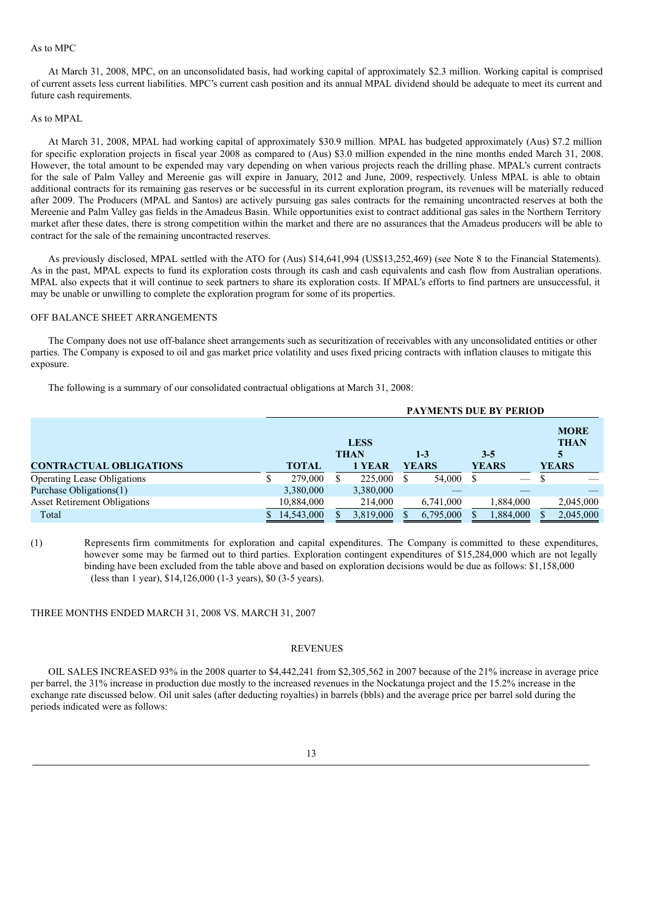As to MPC

At March 31, 2008, MPC, on an unconsolidated basis, had working capital of approximately $2.3 million. Working capital is comprised of current assets less current liabilities. MPC's current cash position and its annual MPAL dividend should be adequate to meet its current and future cash requirements.

As to MPAL

At March 31, 2008, MPAL had working capital of approximately $30.9 million. MPAL has budgeted approximately (Aus) $7.2 million for specific exploration projects in fiscal year 2008 as compared to (Aus) $3.0 million expended in the nine months ended March 31, 2008. However, the total amount to be expended may vary depending on when various projects reach the drilling phase. MPAL's current contracts for the sale of Palm Valley and Mereenie gas will expire in January, 2012 and June, 2009, respectively. Unless MPAL is able to obtain additional contracts for its remaining gas reserves or be successful in its current exploration program, its revenues will be materially reduced after 2009. The Producers (MPAL and Santos) are actively pursuing gas sales contracts for the remaining uncontracted reserves at both the Mereenie and Palm Valley gas fields in the Amadeus Basin. While opportunities exist to contract additional gas sales in the Northern Territory market after these dates, there is strong competition within the market and there are no assurances that the Amadeus producers will be able to contract for the sale of the remaining uncontracted reserves.

As previously disclosed, MPAL settled with the ATO for (Aus) $14,641,994 (US$13,252,469) (see Note 8 to the Financial Statements). As in the past, MPAL expects to fund its exploration costs through its cash and cash equivalents and cash flow from Australian operations. MPAL also expects that it will continue to seek partners to share its exploration costs. If MPAL's efforts to find partners are unsuccessful, it may be unable or unwilling to complete the exploration program for some of its properties.

OFF BALANCE SHEET ARRANGEMENTS

The Company does not use off-balance sheet arrangements such as securitization of receivables with any unconsolidated entities or other parties. The Company is exposed to oil and gas market price volatility and uses fixed pricing contracts with inflation clauses to mitigate this exposure.

The following is a summary of our consolidated contractual obligations at March 31, 2008:

| | | PAYMENTS DUE BY PERIOD | | | |
|---|---|---|---|---|---|
| CONTRACTUAL OBLIGATIONS | TOTAL | LESS THAN 1 YEAR | 1-3 YEARS | 3-5 YEARS | MORE THAN 5 YEARS |
| Operating Lease Obligations | $ 279,000 | $ 225,000 | $ 54,000 | $ — | $ — |
| Purchase Obligations(1) | 3,380,000 | 3,380,000 | — | — | — |
| Asset Retirement Obligations | 10,884,000 | 214,000 | 6,741,000 | 1,884,000 | 2,045,000 |
| Total | $ 14,543,000 | $ 3,819,000 | $ 6,795,000 | $ 1,884,000 | $ 2,045,000 |

(1) Represents firm commitments for exploration and capital expenditures. The Company is committed to these expenditures, however some may be farmed out to third parties. Exploration contingent expenditures of $15,284,000 which are not legally binding have been excluded from the table above and based on exploration decisions would be due as follows: $1,158,000 (less than 1 year), $14,126,000 (1-3 years), $0 (3-5 years).

THREE MONTHS ENDED MARCH 31, 2008 VS. MARCH 31, 2007

REVENUES

OIL SALES INCREASED 93% in the 2008 quarter to $4,442,241 from $2,305,562 in 2007 because of the 21% increase in average price per barrel, the 31% increase in production due mostly to the increased revenues in the Nockatunga project and the 15.2% increase in the exchange rate discussed below. Oil unit sales (after deducting royalties) in barrels (bbls) and the average price per barrel sold during the periods indicated were as follows: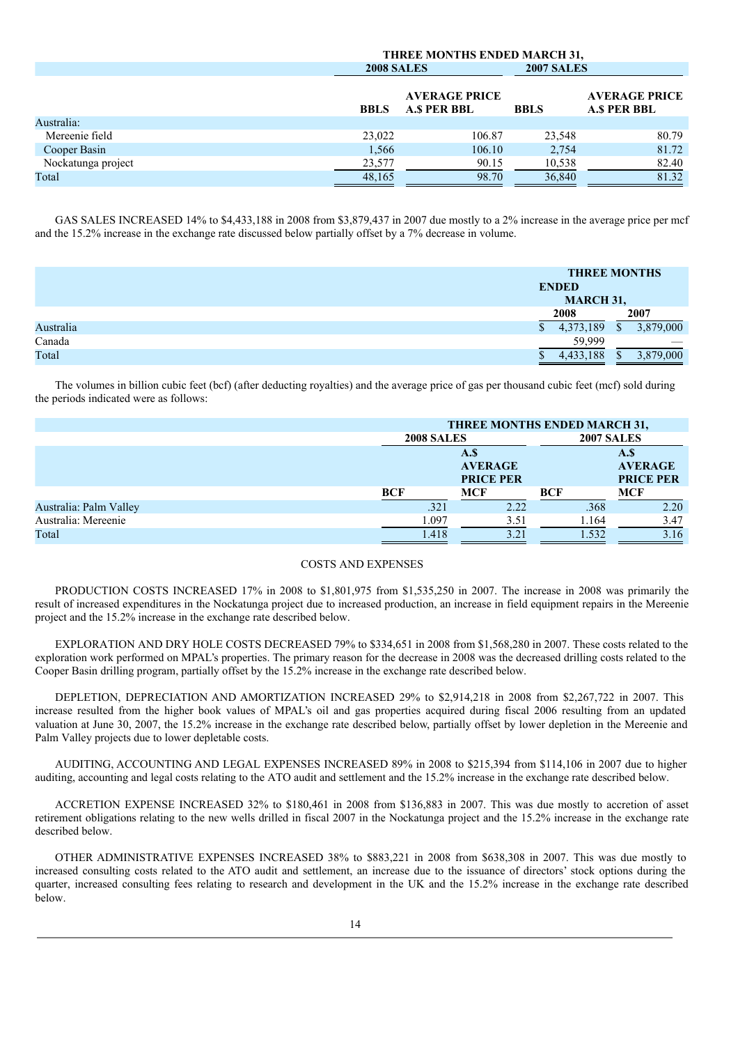| | THREE MONTHS ENDED MARCH 31, | | | |
|---|---|---|---|---|
| | 2008 SALES | | 2007 SALES | |
| | BBLS | AVERAGE PRICE A.$ PER BBL | BBLS | AVERAGE PRICE A.$ PER BBL |
| Australia: | | | | |
| Mereenie field | 23,022 | 106.87 | 23,548 | 80.79 |
| Cooper Basin | 1,566 | 106.10 | 2,754 | 81.72 |
| Nockatunga project | 23,577 | 90.15 | 10,538 | 82.40 |
| Total | 48,165 | 98.70 | 36,840 | 81.32 |

GAS SALES INCREASED 14% to $4,433,188 in 2008 from $3,879,437 in 2007 due mostly to a 2% increase in the average price per mcf and the 15.2% increase in the exchange rate discussed below partially offset by a 7% decrease in volume.

| | THREE MONTHS ENDED MARCH 31, | |
|---|---|---|
| | 2008 | 2007 |
| Australia | $ 4,373,189 | $ 3,879,000 |
| Canada | 59,999 | — |
| Total | $ 4,433,188 | $ 3,879,000 |

The volumes in billion cubic feet (bcf) (after deducting royalties) and the average price of gas per thousand cubic feet (mcf) sold during the periods indicated were as follows:

| | THREE MONTHS ENDED MARCH 31, | | | |
|---|---|---|---|---|
| | 2008 SALES | | 2007 SALES | |
| | BCF | A.$ AVERAGE PRICE PER MCF | BCF | A.$ AVERAGE PRICE PER MCF |
| Australia: Palm Valley | .321 | 2.22 | .368 | 2.20 |
| Australia: Mereenie | 1.097 | 3.51 | 1.164 | 3.47 |
| Total | 1.418 | 3.21 | 1.532 | 3.16 |

COSTS AND EXPENSES

PRODUCTION COSTS INCREASED 17% in 2008 to $1,801,975 from $1,535,250 in 2007. The increase in 2008 was primarily the result of increased expenditures in the Nockatunga project due to increased production, an increase in field equipment repairs in the Mereenie project and the 15.2% increase in the exchange rate described below.

EXPLORATION AND DRY HOLE COSTS DECREASED 79% to $334,651 in 2008 from $1,568,280 in 2007. These costs related to the exploration work performed on MPAL's properties. The primary reason for the decrease in 2008 was the decreased drilling costs related to the Cooper Basin drilling program, partially offset by the 15.2% increase in the exchange rate described below.

DEPLETION, DEPRECIATION AND AMORTIZATION INCREASED 29% to $2,914,218 in 2008 from $2,267,722 in 2007. This increase resulted from the higher book values of MPAL's oil and gas properties acquired during fiscal 2006 resulting from an updated valuation at June 30, 2007, the 15.2% increase in the exchange rate described below, partially offset by lower depletion in the Mereenie and Palm Valley projects due to lower depletable costs.

AUDITING, ACCOUNTING AND LEGAL EXPENSES INCREASED 89% in 2008 to $215,394 from $114,106 in 2007 due to higher auditing, accounting and legal costs relating to the ATO audit and settlement and the 15.2% increase in the exchange rate described below.

ACCRETION EXPENSE INCREASED 32% to $180,461 in 2008 from $136,883 in 2007. This was due mostly to accretion of asset retirement obligations relating to the new wells drilled in fiscal 2007 in the Nockatunga project and the 15.2% increase in the exchange rate described below.

OTHER ADMINISTRATIVE EXPENSES INCREASED 38% to $883,221 in 2008 from $638,308 in 2007. This was due mostly to increased consulting costs related to the ATO audit and settlement, an increase due to the issuance of directors' stock options during the quarter, increased consulting fees relating to research and development in the UK and the 15.2% increase in the exchange rate described below.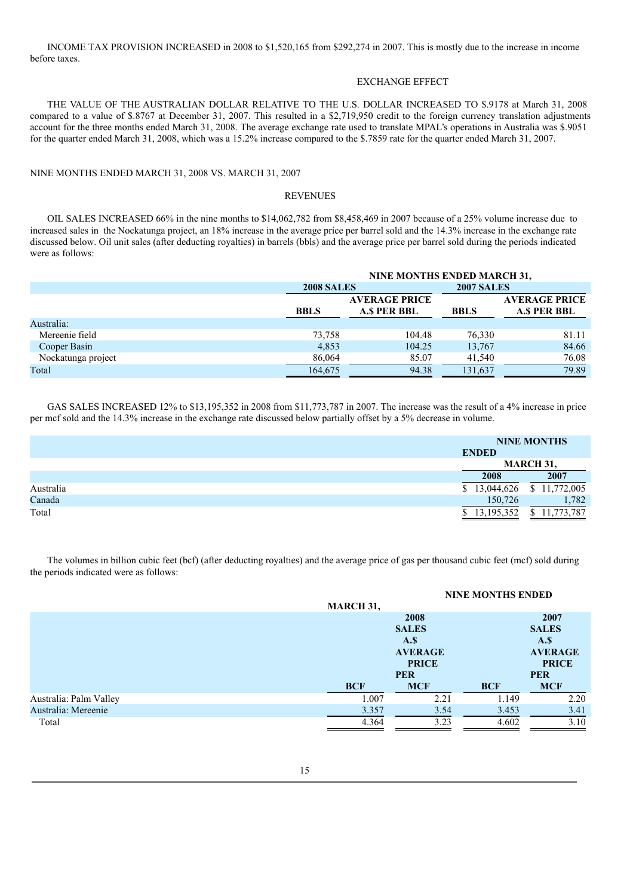INCOME TAX PROVISION INCREASED in 2008 to $1,520,165 from $292,274 in 2007. This is mostly due to the increase in income before taxes.

EXCHANGE EFFECT

THE VALUE OF THE AUSTRALIAN DOLLAR RELATIVE TO THE U.S. DOLLAR INCREASED TO $.9178 at March 31, 2008 compared to a value of $.8767 at December 31, 2007. This resulted in a $2,719,950 credit to the foreign currency translation adjustments account for the three months ended March 31, 2008. The average exchange rate used to translate MPAL's operations in Australia was $.9051 for the quarter ended March 31, 2008, which was a 15.2% increase compared to the $.7859 rate for the quarter ended March 31, 2007.

NINE MONTHS ENDED MARCH 31, 2008 VS. MARCH 31, 2007

REVENUES

OIL SALES INCREASED 66% in the nine months to $14,062,782 from $8,458,469 in 2007 because of a 25% volume increase due to increased sales in the Nockatunga project, an 18% increase in the average price per barrel sold and the 14.3% increase in the exchange rate discussed below. Oil unit sales (after deducting royalties) in barrels (bbls) and the average price per barrel sold during the periods indicated were as follows:

| | NINE MONTHS ENDED MARCH 31, | | | |
|---|---|---|---|---|
| | 2008 SALES | | 2007 SALES | |
| | BBLS | AVERAGE PRICE A.$ PER BBL | BBLS | AVERAGE PRICE A.$ PER BBL |
| Australia: | | | | |
| Mereenie field | 73,758 | 104.48 | 76,330 | 81.11 |
| Cooper Basin | 4,853 | 104.25 | 13,767 | 84.66 |
| Nockatunga project | 86,064 | 85.07 | 41,540 | 76.08 |
| Total | 164,675 | 94.38 | 131,637 | 79.89 |

GAS SALES INCREASED 12% to $13,195,352 in 2008 from $11,773,787 in 2007. The increase was the result of a 4% increase in price per mcf sold and the 14.3% increase in the exchange rate discussed below partially offset by a 5% decrease in volume.

| | NINE MONTHS ENDED MARCH 31, | |
|---|---|---|
| | 2008 | 2007 |
| Australia | $ 13,044,626 | $ 11,772,005 |
| Canada | 150,726 | 1,782 |
| Total | $ 13,195,352 | $ 11,773,787 |

The volumes in billion cubic feet (bcf) (after deducting royalties) and the average price of gas per thousand cubic feet (mcf) sold during the periods indicated were as follows:

| | NINE MONTHS ENDED MARCH 31, | | | |
|---|---|---|---|---|
| | BCF | 2008 SALES A.$ AVERAGE PRICE PER MCF | BCF | 2007 SALES A.$ AVERAGE PRICE PER MCF |
| Australia: Palm Valley | 1.007 | 2.21 | 1.149 | 2.20 |
| Australia: Mereenie | 3.357 | 3.54 | 3.453 | 3.41 |
| Total | 4.364 | 3.23 | 4.602 | 3.10 |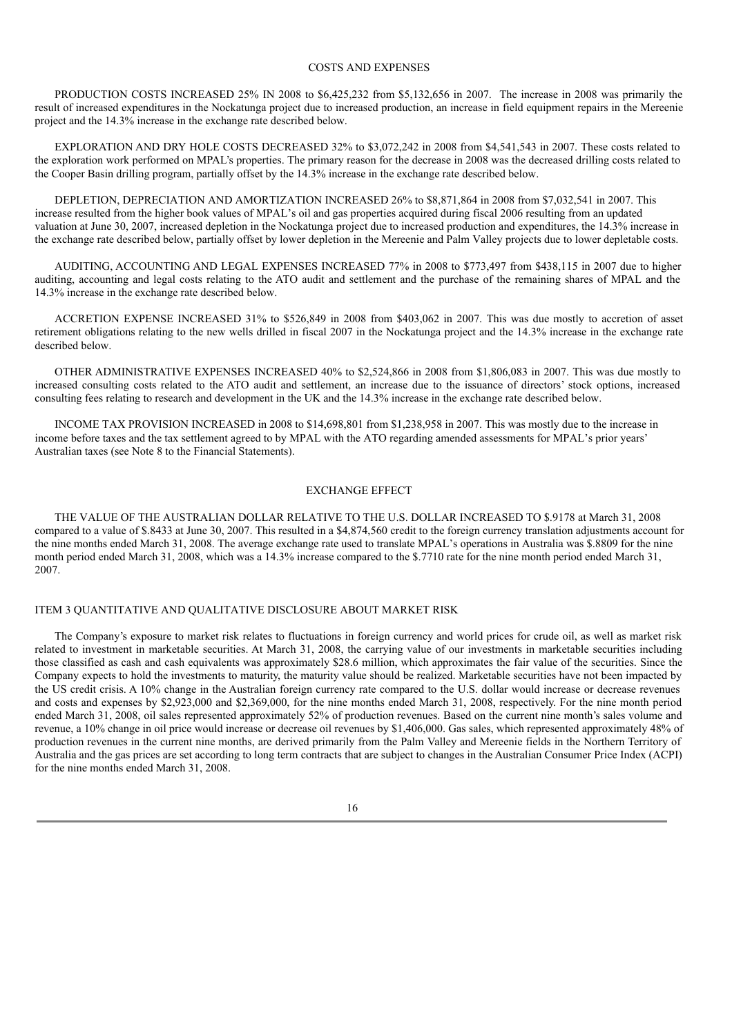## COSTS AND EXPENSES

PRODUCTION COSTS INCREASED 25% IN 2008 to $6,425,232 from $5,132,656 in 2007. The increase in 2008 was primarily the result of increased expenditures in the Nockatunga project due to increased production, an increase in field equipment repairs in the Mereenie project and the 14.3% increase in the exchange rate described below.

EXPLORATION AND DRY HOLE COSTS DECREASED 32% to $3,072,242 in 2008 from $4,541,543 in 2007. These costs related to the exploration work performed on MPAL's properties. The primary reason for the decrease in 2008 was the decreased drilling costs related to the Cooper Basin drilling program, partially offset by the 14.3% increase in the exchange rate described below.

DEPLETION, DEPRECIATION AND AMORTIZATION INCREASED 26% to $8,871,864 in 2008 from $7,032,541 in 2007. This increase resulted from the higher book values of MPAL's oil and gas properties acquired during fiscal 2006 resulting from an updated valuation at June 30, 2007, increased depletion in the Nockatunga project due to increased production and expenditures, the 14.3% increase in the exchange rate described below, partially offset by lower depletion in the Mereenie and Palm Valley projects due to lower depletable costs.

AUDITING, ACCOUNTING AND LEGAL EXPENSES INCREASED 77% in 2008 to $773,497 from $438,115 in 2007 due to higher auditing, accounting and legal costs relating to the ATO audit and settlement and the purchase of the remaining shares of MPAL and the 14.3% increase in the exchange rate described below.

ACCRETION EXPENSE INCREASED 31% to $526,849 in 2008 from $403,062 in 2007. This was due mostly to accretion of asset retirement obligations relating to the new wells drilled in fiscal 2007 in the Nockatunga project and the 14.3% increase in the exchange rate described below.

OTHER ADMINISTRATIVE EXPENSES INCREASED 40% to $2,524,866 in 2008 from $1,806,083 in 2007. This was due mostly to increased consulting costs related to the ATO audit and settlement, an increase due to the issuance of directors' stock options, increased consulting fees relating to research and development in the UK and the 14.3% increase in the exchange rate described below.

INCOME TAX PROVISION INCREASED in 2008 to $14,698,801 from $1,238,958 in 2007. This was mostly due to the increase in income before taxes and the tax settlement agreed to by MPAL with the ATO regarding amended assessments for MPAL's prior years' Australian taxes (see Note 8 to the Financial Statements).

## EXCHANGE EFFECT

THE VALUE OF THE AUSTRALIAN DOLLAR RELATIVE TO THE U.S. DOLLAR INCREASED TO $.9178 at March 31, 2008 compared to a value of $.8433 at June 30, 2007. This resulted in a $4,874,560 credit to the foreign currency translation adjustments account for the nine months ended March 31, 2008. The average exchange rate used to translate MPAL's operations in Australia was $.8809 for the nine month period ended March 31, 2008, which was a 14.3% increase compared to the $.7710 rate for the nine month period ended March 31, 2007.

## ITEM 3 QUANTITATIVE AND QUALITATIVE DISCLOSURE ABOUT MARKET RISK

The Company's exposure to market risk relates to fluctuations in foreign currency and world prices for crude oil, as well as market risk related to investment in marketable securities. At March 31, 2008, the carrying value of our investments in marketable securities including those classified as cash and cash equivalents was approximately $28.6 million, which approximates the fair value of the securities. Since the Company expects to hold the investments to maturity, the maturity value should be realized. Marketable securities have not been impacted by the US credit crisis. A 10% change in the Australian foreign currency rate compared to the U.S. dollar would increase or decrease revenues and costs and expenses by $2,923,000 and $2,369,000, for the nine months ended March 31, 2008, respectively. For the nine month period ended March 31, 2008, oil sales represented approximately 52% of production revenues. Based on the current nine month's sales volume and revenue, a 10% change in oil price would increase or decrease oil revenues by $1,406,000. Gas sales, which represented approximately 48% of production revenues in the current nine months, are derived primarily from the Palm Valley and Mereenie fields in the Northern Territory of Australia and the gas prices are set according to long term contracts that are subject to changes in the Australian Consumer Price Index (ACPI) for the nine months ended March 31, 2008.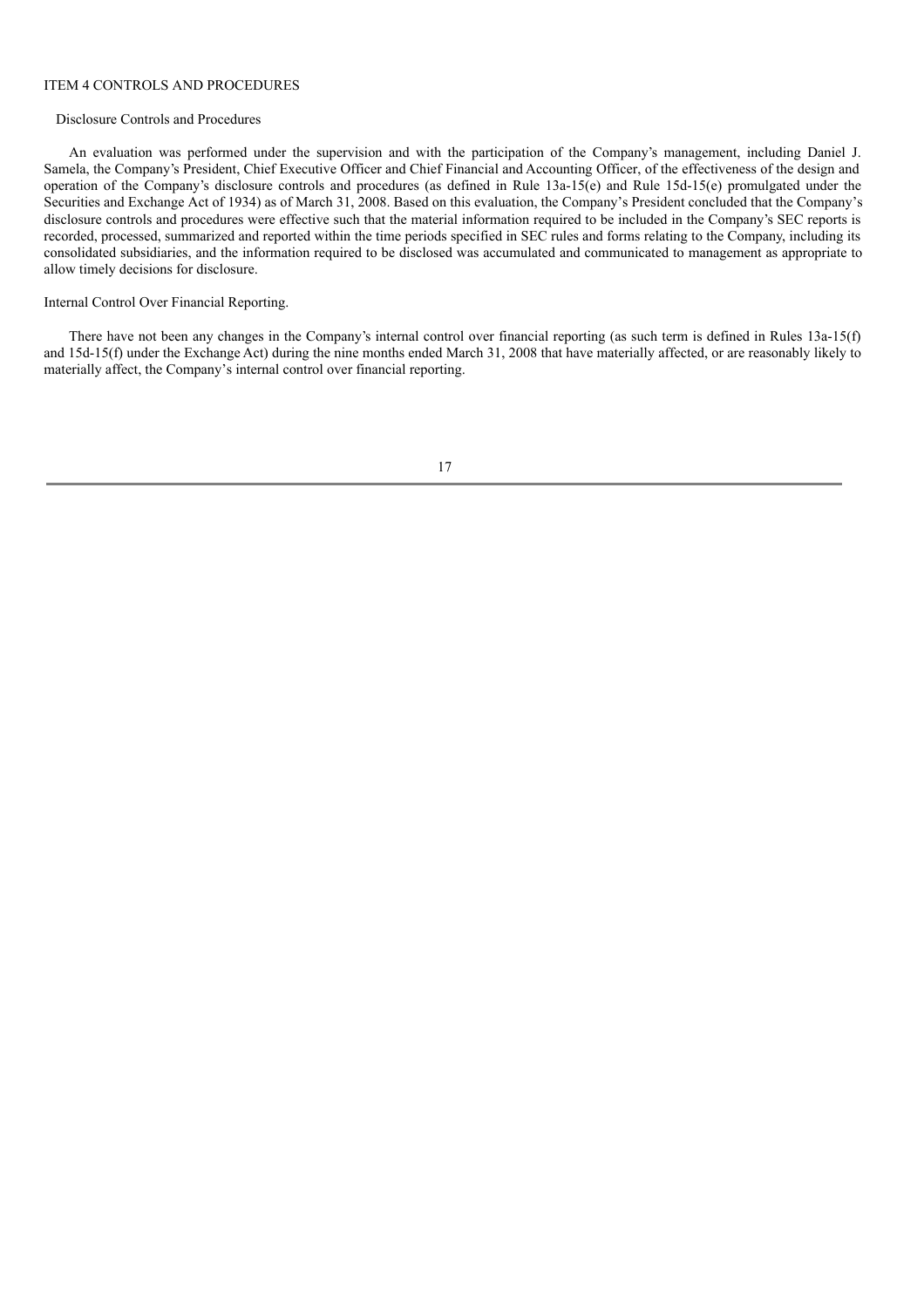## ITEM 4 CONTROLS AND PROCEDURES

### Disclosure Controls and Procedures

An evaluation was performed under the supervision and with the participation of the Company's management, including Daniel J. Samela, the Company's President, Chief Executive Officer and Chief Financial and Accounting Officer, of the effectiveness of the design and operation of the Company's disclosure controls and procedures (as defined in Rule 13a-15(e) and Rule 15d-15(e) promulgated under the Securities and Exchange Act of 1934) as of March 31, 2008. Based on this evaluation, the Company's President concluded that the Company's disclosure controls and procedures were effective such that the material information required to be included in the Company's SEC reports is recorded, processed, summarized and reported within the time periods specified in SEC rules and forms relating to the Company, including its consolidated subsidiaries, and the information required to be disclosed was accumulated and communicated to management as appropriate to allow timely decisions for disclosure.

### Internal Control Over Financial Reporting.

There have not been any changes in the Company's internal control over financial reporting (as such term is defined in Rules 13a-15(f) and 15d-15(f) under the Exchange Act) during the nine months ended March 31, 2008 that have materially affected, or are reasonably likely to materially affect, the Company's internal control over financial reporting.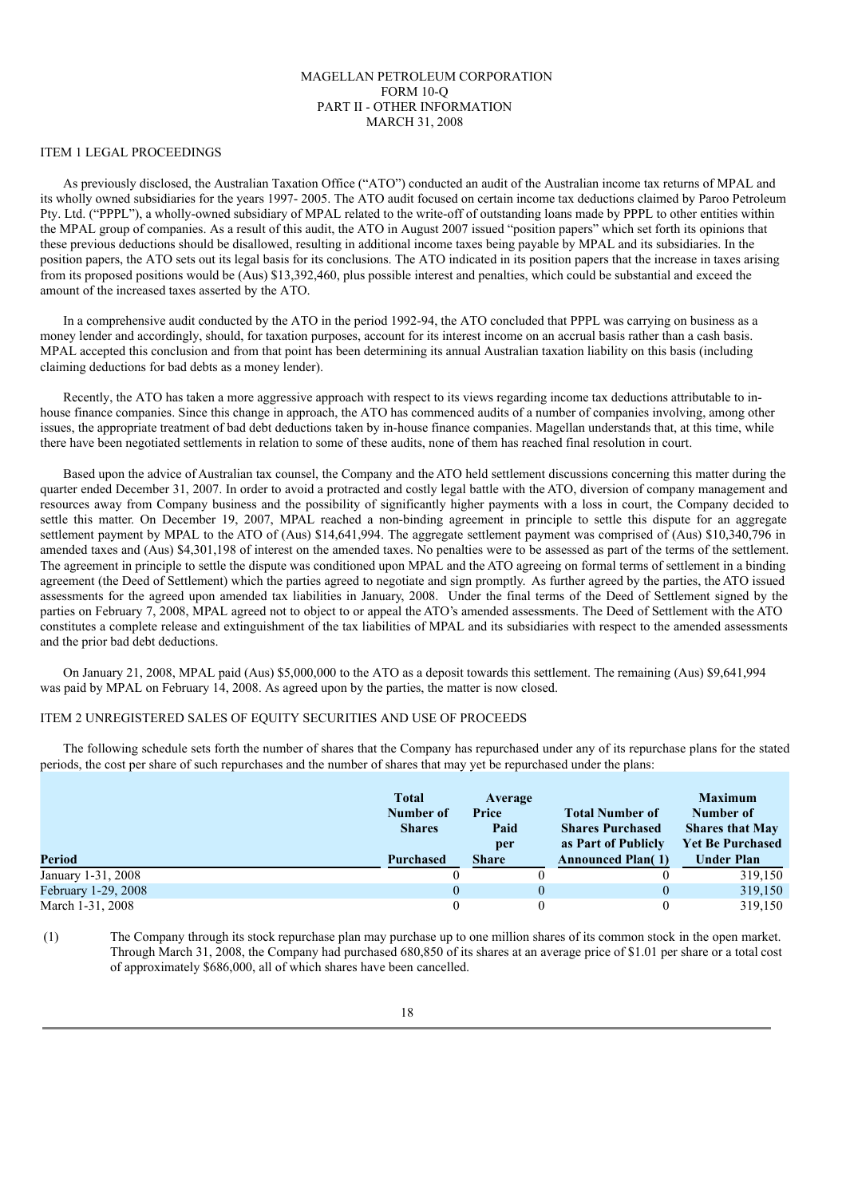MAGELLAN PETROLEUM CORPORATION
FORM 10-Q
PART II - OTHER INFORMATION
MARCH 31, 2008

## ITEM 1 LEGAL PROCEEDINGS

As previously disclosed, the Australian Taxation Office ("ATO") conducted an audit of the Australian income tax returns of MPAL and its wholly owned subsidiaries for the years 1997- 2005. The ATO audit focused on certain income tax deductions claimed by Paroo Petroleum Pty. Ltd. ("PPPL"), a wholly-owned subsidiary of MPAL related to the write-off of outstanding loans made by PPPL to other entities within the MPAL group of companies. As a result of this audit, the ATO in August 2007 issued "position papers" which set forth its opinions that these previous deductions should be disallowed, resulting in additional income taxes being payable by MPAL and its subsidiaries. In the position papers, the ATO sets out its legal basis for its conclusions. The ATO indicated in its position papers that the increase in taxes arising from its proposed positions would be (Aus) $13,392,460, plus possible interest and penalties, which could be substantial and exceed the amount of the increased taxes asserted by the ATO.

In a comprehensive audit conducted by the ATO in the period 1992-94, the ATO concluded that PPPL was carrying on business as a money lender and accordingly, should, for taxation purposes, account for its interest income on an accrual basis rather than a cash basis. MPAL accepted this conclusion and from that point has been determining its annual Australian taxation liability on this basis (including claiming deductions for bad debts as a money lender).

Recently, the ATO has taken a more aggressive approach with respect to its views regarding income tax deductions attributable to in-house finance companies. Since this change in approach, the ATO has commenced audits of a number of companies involving, among other issues, the appropriate treatment of bad debt deductions taken by in-house finance companies. Magellan understands that, at this time, while there have been negotiated settlements in relation to some of these audits, none of them has reached final resolution in court.

Based upon the advice of Australian tax counsel, the Company and the ATO held settlement discussions concerning this matter during the quarter ended December 31, 2007. In order to avoid a protracted and costly legal battle with the ATO, diversion of company management and resources away from Company business and the possibility of significantly higher payments with a loss in court, the Company decided to settle this matter. On December 19, 2007, MPAL reached a non-binding agreement in principle to settle this dispute for an aggregate settlement payment by MPAL to the ATO of (Aus) $14,641,994. The aggregate settlement payment was comprised of (Aus) $10,340,796 in amended taxes and (Aus) $4,301,198 of interest on the amended taxes. No penalties were to be assessed as part of the terms of the settlement. The agreement in principle to settle the dispute was conditioned upon MPAL and the ATO agreeing on formal terms of settlement in a binding agreement (the Deed of Settlement) which the parties agreed to negotiate and sign promptly. As further agreed by the parties, the ATO issued assessments for the agreed upon amended tax liabilities in January, 2008. Under the final terms of the Deed of Settlement signed by the parties on February 7, 2008, MPAL agreed not to object to or appeal the ATO's amended assessments. The Deed of Settlement with the ATO constitutes a complete release and extinguishment of the tax liabilities of MPAL and its subsidiaries with respect to the amended assessments and the prior bad debt deductions.

On January 21, 2008, MPAL paid (Aus) $5,000,000 to the ATO as a deposit towards this settlement. The remaining (Aus) $9,641,994 was paid by MPAL on February 14, 2008. As agreed upon by the parties, the matter is now closed.

## ITEM 2 UNREGISTERED SALES OF EQUITY SECURITIES AND USE OF PROCEEDS

The following schedule sets forth the number of shares that the Company has repurchased under any of its repurchase plans for the stated periods, the cost per share of such repurchases and the number of shares that may yet be repurchased under the plans:

| Period | Total Number of Shares Purchased | Average Price Paid per Share | Total Number of Shares Purchased as Part of Publicly Announced Plan(1) | Maximum Number of Shares that May Yet Be Purchased Under Plan |
|---|---|---|---|---|
| January 1-31, 2008 | 0 | 0 | 0 | 319,150 |
| February 1-29, 2008 | 0 | 0 | 0 | 319,150 |
| March 1-31, 2008 | 0 | 0 | 0 | 319,150 |

(1) The Company through its stock repurchase plan may purchase up to one million shares of its common stock in the open market. Through March 31, 2008, the Company had purchased 680,850 of its shares at an average price of $1.01 per share or a total cost of approximately $686,000, all of which shares have been cancelled.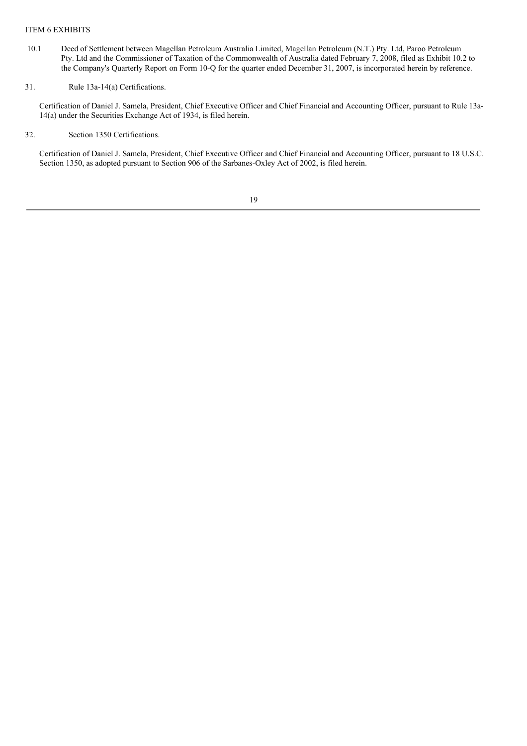ITEM 6 EXHIBITS

10.1 Deed of Settlement between Magellan Petroleum Australia Limited, Magellan Petroleum (N.T.) Pty. Ltd, Paroo Petroleum Pty. Ltd and the Commissioner of Taxation of the Commonwealth of Australia dated February 7, 2008, filed as Exhibit 10.2 to the Company's Quarterly Report on Form 10-Q for the quarter ended December 31, 2007, is incorporated herein by reference.

31. Rule 13a-14(a) Certifications.

Certification of Daniel J. Samela, President, Chief Executive Officer and Chief Financial and Accounting Officer, pursuant to Rule 13a-14(a) under the Securities Exchange Act of 1934, is filed herein.

32. Section 1350 Certifications.

Certification of Daniel J. Samela, President, Chief Executive Officer and Chief Financial and Accounting Officer, pursuant to 18 U.S.C. Section 1350, as adopted pursuant to Section 906 of the Sarbanes-Oxley Act of 2002, is filed herein.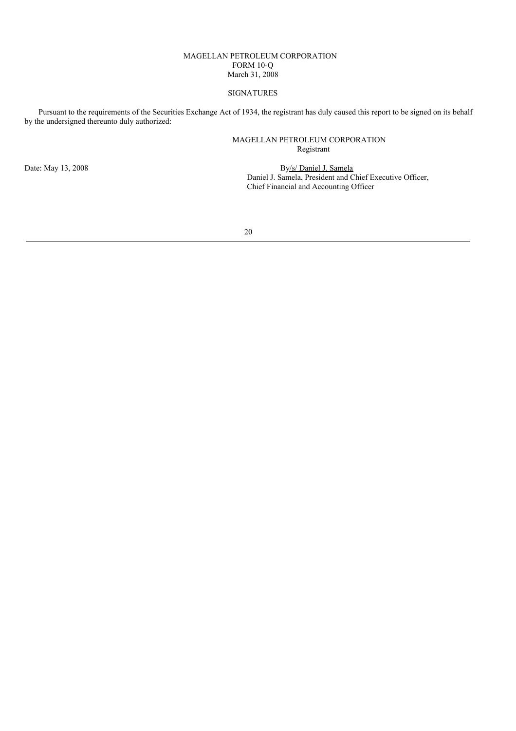MAGELLAN PETROLEUM CORPORATION
FORM 10-Q
March 31, 2008

## SIGNATURES

Pursuant to the requirements of the Securities Exchange Act of 1934, the registrant has duly caused this report to be signed on its behalf by the undersigned thereunto duly authorized:

MAGELLAN PETROLEUM CORPORATION
Registrant

Date: May 13, 2008

By/s/ Daniel J. Samela
Daniel J. Samela, President and Chief Executive Officer,
Chief Financial and Accounting Officer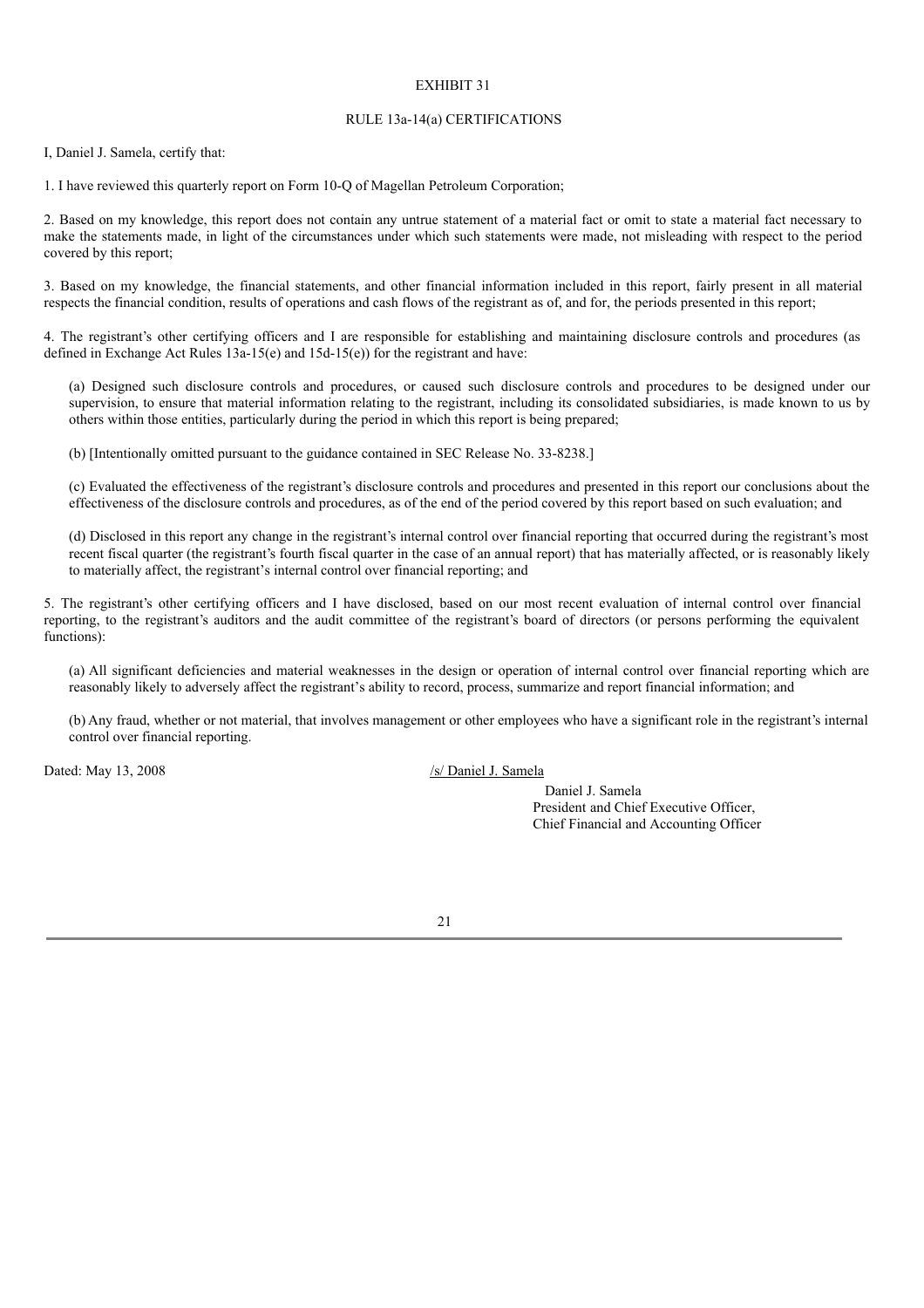# EXHIBIT 31

## RULE 13a-14(a) CERTIFICATIONS

I, Daniel J. Samela, certify that:

1. I have reviewed this quarterly report on Form 10-Q of Magellan Petroleum Corporation;

2. Based on my knowledge, this report does not contain any untrue statement of a material fact or omit to state a material fact necessary to make the statements made, in light of the circumstances under which such statements were made, not misleading with respect to the period covered by this report;

3. Based on my knowledge, the financial statements, and other financial information included in this report, fairly present in all material respects the financial condition, results of operations and cash flows of the registrant as of, and for, the periods presented in this report;

4. The registrant's other certifying officers and I are responsible for establishing and maintaining disclosure controls and procedures (as defined in Exchange Act Rules 13a-15(e) and 15d-15(e)) for the registrant and have:

(a) Designed such disclosure controls and procedures, or caused such disclosure controls and procedures to be designed under our supervision, to ensure that material information relating to the registrant, including its consolidated subsidiaries, is made known to us by others within those entities, particularly during the period in which this report is being prepared;

(b) [Intentionally omitted pursuant to the guidance contained in SEC Release No. 33-8238.]

(c) Evaluated the effectiveness of the registrant's disclosure controls and procedures and presented in this report our conclusions about the effectiveness of the disclosure controls and procedures, as of the end of the period covered by this report based on such evaluation; and

(d) Disclosed in this report any change in the registrant's internal control over financial reporting that occurred during the registrant's most recent fiscal quarter (the registrant's fourth fiscal quarter in the case of an annual report) that has materially affected, or is reasonably likely to materially affect, the registrant's internal control over financial reporting; and

5. The registrant's other certifying officers and I have disclosed, based on our most recent evaluation of internal control over financial reporting, to the registrant's auditors and the audit committee of the registrant's board of directors (or persons performing the equivalent functions):

(a) All significant deficiencies and material weaknesses in the design or operation of internal control over financial reporting which are reasonably likely to adversely affect the registrant's ability to record, process, summarize and report financial information; and

(b) Any fraud, whether or not material, that involves management or other employees who have a significant role in the registrant's internal control over financial reporting.

Dated: May 13, 2008

/s/ Daniel J. Samela

Daniel J. Samela
President and Chief Executive Officer,
Chief Financial and Accounting Officer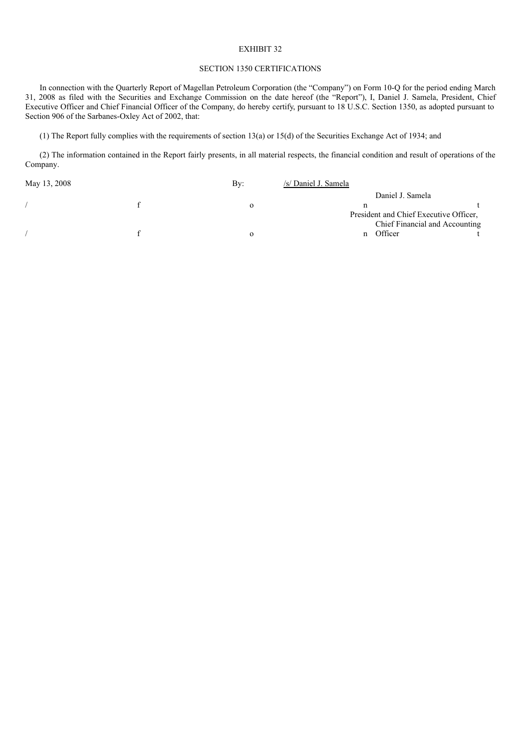EXHIBIT 32

SECTION 1350 CERTIFICATIONS

In connection with the Quarterly Report of Magellan Petroleum Corporation (the "Company") on Form 10-Q for the period ending March 31, 2008 as filed with the Securities and Exchange Commission on the date hereof (the "Report"), I, Daniel J. Samela, President, Chief Executive Officer and Chief Financial Officer of the Company, do hereby certify, pursuant to 18 U.S.C. Section 1350, as adopted pursuant to Section 906 of the Sarbanes-Oxley Act of 2002, that:

(1) The Report fully complies with the requirements of section 13(a) or 15(d) of the Securities Exchange Act of 1934; and

(2) The information contained in the Report fairly presents, in all material respects, the financial condition and result of operations of the Company.

May 13, 2008

By: /s/ Daniel J. Samela

Daniel J. Samela
President and Chief Executive Officer,
Chief Financial and Accounting Officer